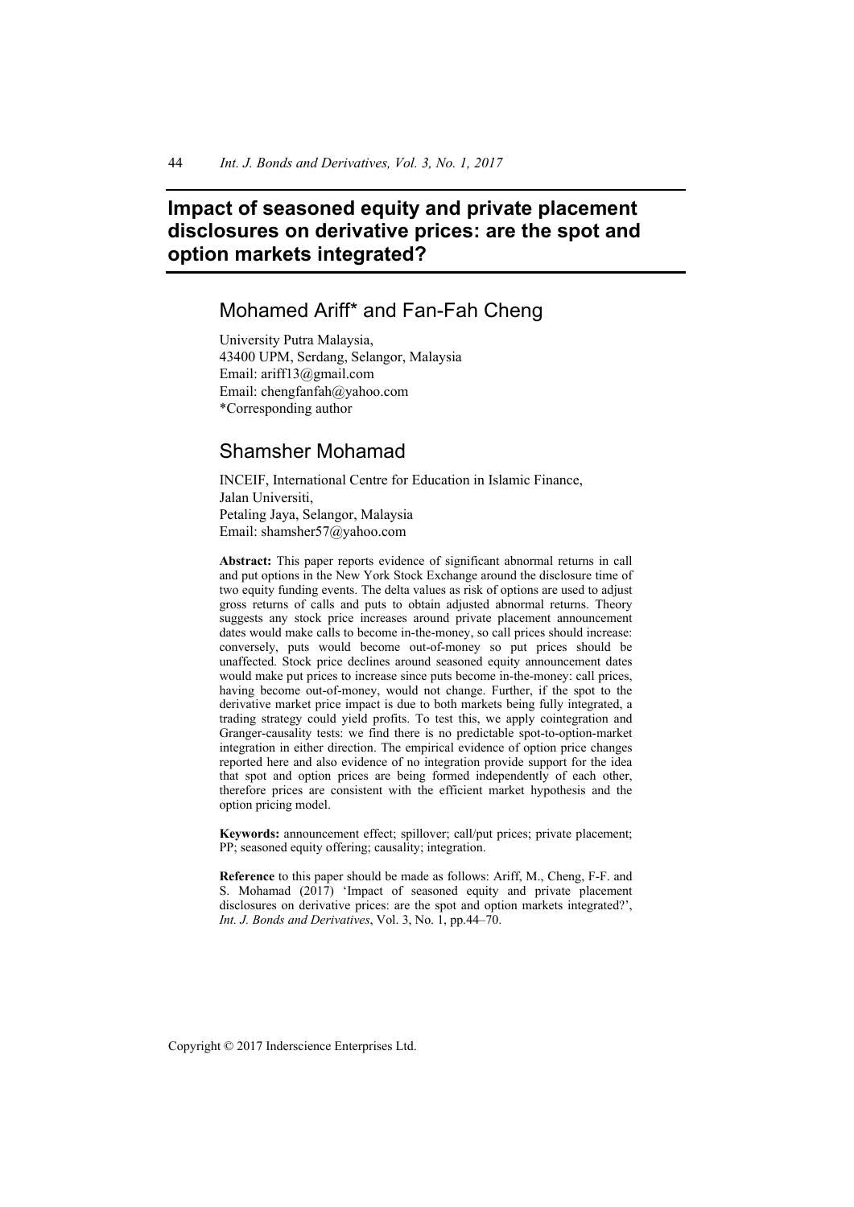# Impact of seasoned equity and private placement disclosures on derivative prices: are the spot and option markets integrated?

## Mohamed Ariff* and Fan-Fah Cheng

University Putra Malaysia,
43400 UPM, Serdang, Selangor, Malaysia
Email: ariff13@gmail.com
Email: chengfanfah@yahoo.com
*Corresponding author

## Shamsher Mohamad

INCEIF, International Centre for Education in Islamic Finance,
Jalan Universiti,
Petaling Jaya, Selangor, Malaysia
Email: shamsher57@yahoo.com

**Abstract:** This paper reports evidence of significant abnormal returns in call and put options in the New York Stock Exchange around the disclosure time of two equity funding events. The delta values as risk of options are used to adjust gross returns of calls and puts to obtain adjusted abnormal returns. Theory suggests any stock price increases around private placement announcement dates would make calls to become in-the-money, so call prices should increase: conversely, puts would become out-of-money so put prices should be unaffected. Stock price declines around seasoned equity announcement dates would make put prices to increase since puts become in-the-money: call prices, having become out-of-money, would not change. Further, if the spot to the derivative market price impact is due to both markets being fully integrated, a trading strategy could yield profits. To test this, we apply cointegration and Granger-causality tests: we find there is no predictable spot-to-option-market integration in either direction. The empirical evidence of option price changes reported here and also evidence of no integration provide support for the idea that spot and option prices are being formed independently of each other, therefore prices are consistent with the efficient market hypothesis and the option pricing model.

**Keywords:** announcement effect; spillover; call/put prices; private placement; PP; seasoned equity offering; causality; integration.

**Reference** to this paper should be made as follows: Ariff, M., Cheng, F-F. and S. Mohamad (2017) 'Impact of seasoned equity and private placement disclosures on derivative prices: are the spot and option markets integrated?', *Int. J. Bonds and Derivatives*, Vol. 3, No. 1, pp.44–70.

Copyright © 2017 Inderscience Enterprises Ltd.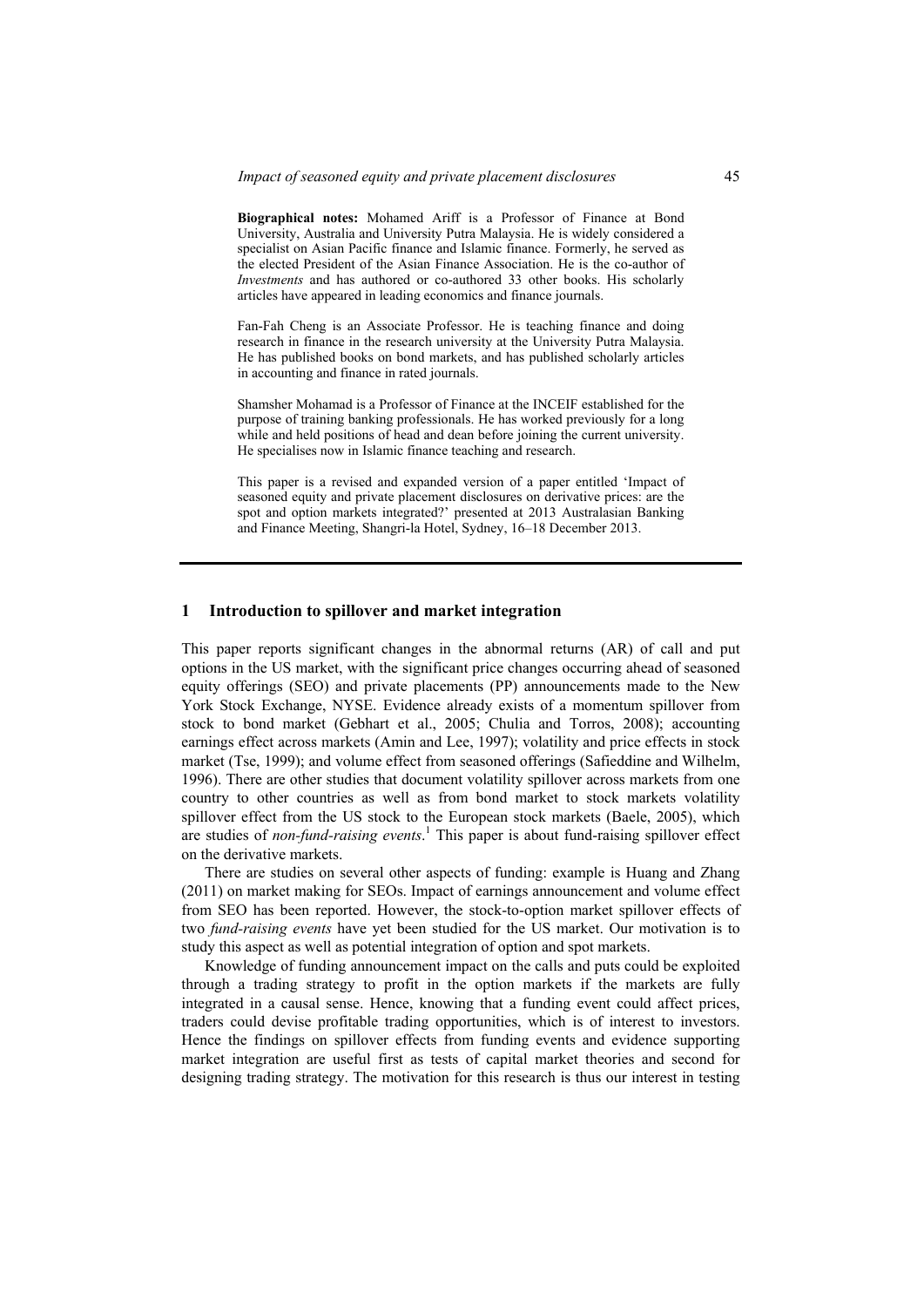**Biographical notes:** Mohamed Ariff is a Professor of Finance at Bond University, Australia and University Putra Malaysia. He is widely considered a specialist on Asian Pacific finance and Islamic finance. Formerly, he served as the elected President of the Asian Finance Association. He is the co-author of *Investments* and has authored or co-authored 33 other books. His scholarly articles have appeared in leading economics and finance journals.

Fan-Fah Cheng is an Associate Professor. He is teaching finance and doing research in finance in the research university at the University Putra Malaysia. He has published books on bond markets, and has published scholarly articles in accounting and finance in rated journals.

Shamsher Mohamad is a Professor of Finance at the INCEIF established for the purpose of training banking professionals. He has worked previously for a long while and held positions of head and dean before joining the current university. He specialises now in Islamic finance teaching and research.

This paper is a revised and expanded version of a paper entitled 'Impact of seasoned equity and private placement disclosures on derivative prices: are the spot and option markets integrated?' presented at 2013 Australasian Banking and Finance Meeting, Shangri-la Hotel, Sydney, 16–18 December 2013.

## 1 Introduction to spillover and market integration

This paper reports significant changes in the abnormal returns (AR) of call and put options in the US market, with the significant price changes occurring ahead of seasoned equity offerings (SEO) and private placements (PP) announcements made to the New York Stock Exchange, NYSE. Evidence already exists of a momentum spillover from stock to bond market (Gebhart et al., 2005; Chulia and Torros, 2008); accounting earnings effect across markets (Amin and Lee, 1997); volatility and price effects in stock market (Tse, 1999); and volume effect from seasoned offerings (Safieddine and Wilhelm, 1996). There are other studies that document volatility spillover across markets from one country to other countries as well as from bond market to stock markets volatility spillover effect from the US stock to the European stock markets (Baele, 2005), which are studies of *non-fund-raising events*.[1] This paper is about fund-raising spillover effect on the derivative markets.

There are studies on several other aspects of funding: example is Huang and Zhang (2011) on market making for SEOs. Impact of earnings announcement and volume effect from SEO has been reported. However, the stock-to-option market spillover effects of two *fund-raising events* have yet been studied for the US market. Our motivation is to study this aspect as well as potential integration of option and spot markets.

Knowledge of funding announcement impact on the calls and puts could be exploited through a trading strategy to profit in the option markets if the markets are fully integrated in a causal sense. Hence, knowing that a funding event could affect prices, traders could devise profitable trading opportunities, which is of interest to investors. Hence the findings on spillover effects from funding events and evidence supporting market integration are useful first as tests of capital market theories and second for designing trading strategy. The motivation for this research is thus our interest in testing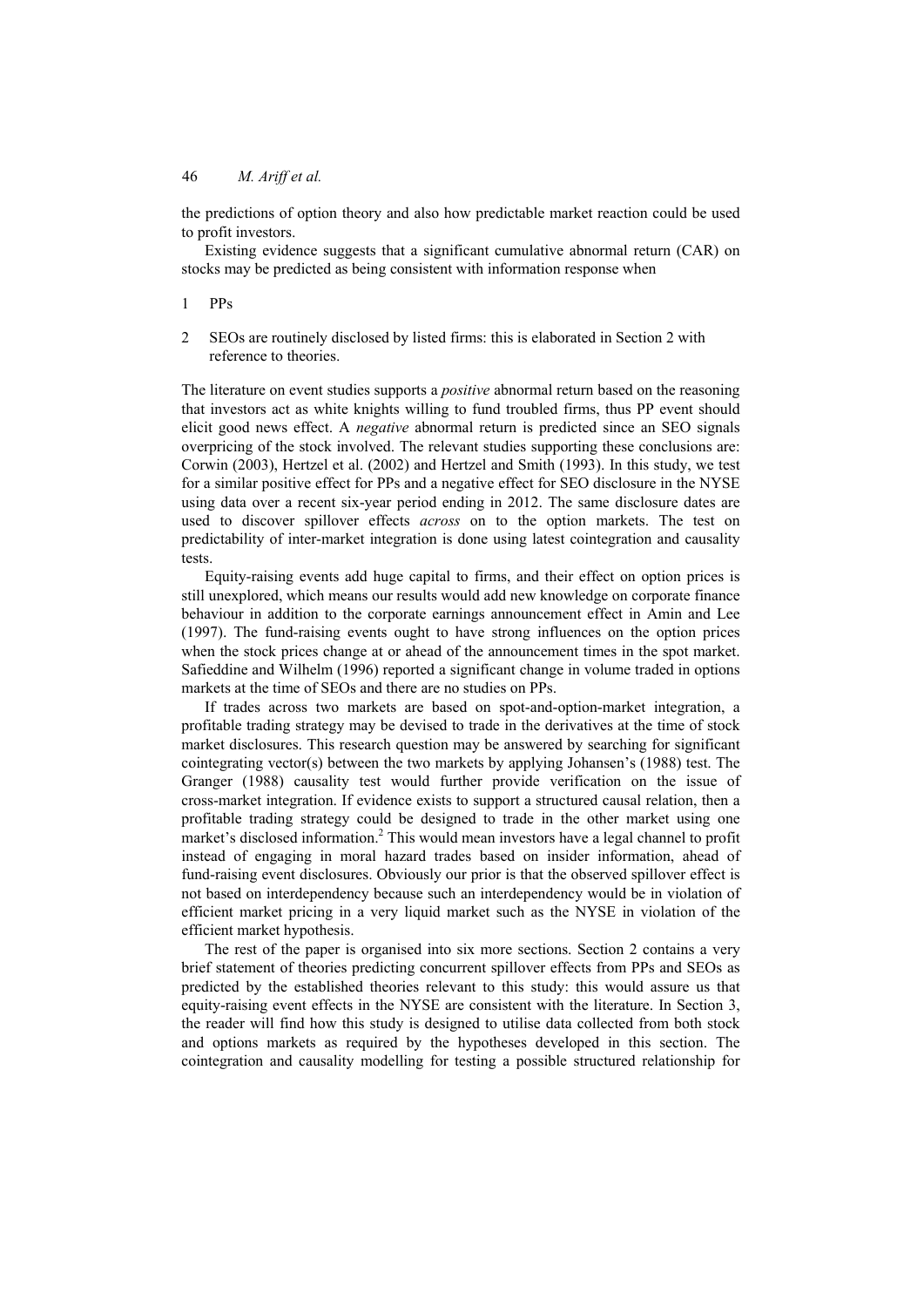the predictions of option theory and also how predictable market reaction could be used to profit investors.

Existing evidence suggests that a significant cumulative abnormal return (CAR) on stocks may be predicted as being consistent with information response when

1 PPs

2 SEOs are routinely disclosed by listed firms: this is elaborated in Section 2 with reference to theories.

The literature on event studies supports a *positive* abnormal return based on the reasoning that investors act as white knights willing to fund troubled firms, thus PP event should elicit good news effect. A *negative* abnormal return is predicted since an SEO signals overpricing of the stock involved. The relevant studies supporting these conclusions are: Corwin (2003), Hertzel et al. (2002) and Hertzel and Smith (1993). In this study, we test for a similar positive effect for PPs and a negative effect for SEO disclosure in the NYSE using data over a recent six-year period ending in 2012. The same disclosure dates are used to discover spillover effects *across* on to the option markets. The test on predictability of inter-market integration is done using latest cointegration and causality tests.

Equity-raising events add huge capital to firms, and their effect on option prices is still unexplored, which means our results would add new knowledge on corporate finance behaviour in addition to the corporate earnings announcement effect in Amin and Lee (1997). The fund-raising events ought to have strong influences on the option prices when the stock prices change at or ahead of the announcement times in the spot market. Safieddine and Wilhelm (1996) reported a significant change in volume traded in options markets at the time of SEOs and there are no studies on PPs.

If trades across two markets are based on spot-and-option-market integration, a profitable trading strategy may be devised to trade in the derivatives at the time of stock market disclosures. This research question may be answered by searching for significant cointegrating vector(s) between the two markets by applying Johansen's (1988) test. The Granger (1988) causality test would further provide verification on the issue of cross-market integration. If evidence exists to support a structured causal relation, then a profitable trading strategy could be designed to trade in the other market using one market's disclosed information.[2] This would mean investors have a legal channel to profit instead of engaging in moral hazard trades based on insider information, ahead of fund-raising event disclosures. Obviously our prior is that the observed spillover effect is not based on interdependency because such an interdependency would be in violation of efficient market pricing in a very liquid market such as the NYSE in violation of the efficient market hypothesis.

The rest of the paper is organised into six more sections. Section 2 contains a very brief statement of theories predicting concurrent spillover effects from PPs and SEOs as predicted by the established theories relevant to this study: this would assure us that equity-raising event effects in the NYSE are consistent with the literature. In Section 3, the reader will find how this study is designed to utilise data collected from both stock and options markets as required by the hypotheses developed in this section. The cointegration and causality modelling for testing a possible structured relationship for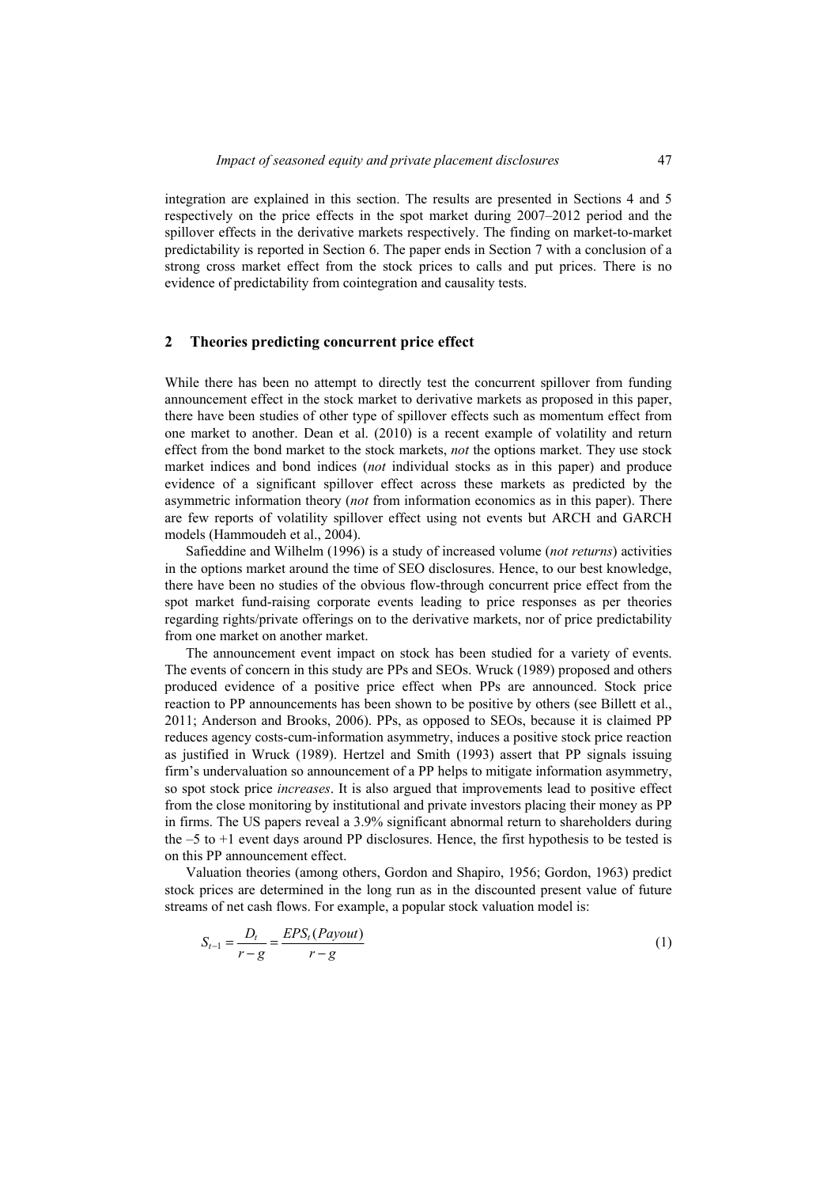integration are explained in this section. The results are presented in Sections 4 and 5 respectively on the price effects in the spot market during 2007–2012 period and the spillover effects in the derivative markets respectively. The finding on market-to-market predictability is reported in Section 6. The paper ends in Section 7 with a conclusion of a strong cross market effect from the stock prices to calls and put prices. There is no evidence of predictability from cointegration and causality tests.

## 2 Theories predicting concurrent price effect

While there has been no attempt to directly test the concurrent spillover from funding announcement effect in the stock market to derivative markets as proposed in this paper, there have been studies of other type of spillover effects such as momentum effect from one market to another. Dean et al. (2010) is a recent example of volatility and return effect from the bond market to the stock markets, *not* the options market. They use stock market indices and bond indices (*not* individual stocks as in this paper) and produce evidence of a significant spillover effect across these markets as predicted by the asymmetric information theory (*not* from information economics as in this paper). There are few reports of volatility spillover effect using not events but ARCH and GARCH models (Hammoudeh et al., 2004).

Safieddine and Wilhelm (1996) is a study of increased volume (*not returns*) activities in the options market around the time of SEO disclosures. Hence, to our best knowledge, there have been no studies of the obvious flow-through concurrent price effect from the spot market fund-raising corporate events leading to price responses as per theories regarding rights/private offerings on to the derivative markets, nor of price predictability from one market on another market.

The announcement event impact on stock has been studied for a variety of events. The events of concern in this study are PPs and SEOs. Wruck (1989) proposed and others produced evidence of a positive price effect when PPs are announced. Stock price reaction to PP announcements has been shown to be positive by others (see Billett et al., 2011; Anderson and Brooks, 2006). PPs, as opposed to SEOs, because it is claimed PP reduces agency costs-cum-information asymmetry, induces a positive stock price reaction as justified in Wruck (1989). Hertzel and Smith (1993) assert that PP signals issuing firm's undervaluation so announcement of a PP helps to mitigate information asymmetry, so spot stock price *increases*. It is also argued that improvements lead to positive effect from the close monitoring by institutional and private investors placing their money as PP in firms. The US papers reveal a 3.9% significant abnormal return to shareholders during the –5 to +1 event days around PP disclosures. Hence, the first hypothesis to be tested is on this PP announcement effect.

Valuation theories (among others, Gordon and Shapiro, 1956; Gordon, 1963) predict stock prices are determined in the long run as in the discounted present value of future streams of net cash flows. For example, a popular stock valuation model is:

$$S_{t-1} = \frac{D_t}{r-g} = \frac{EPS_t(Payout)}{r-g} \tag{1}$$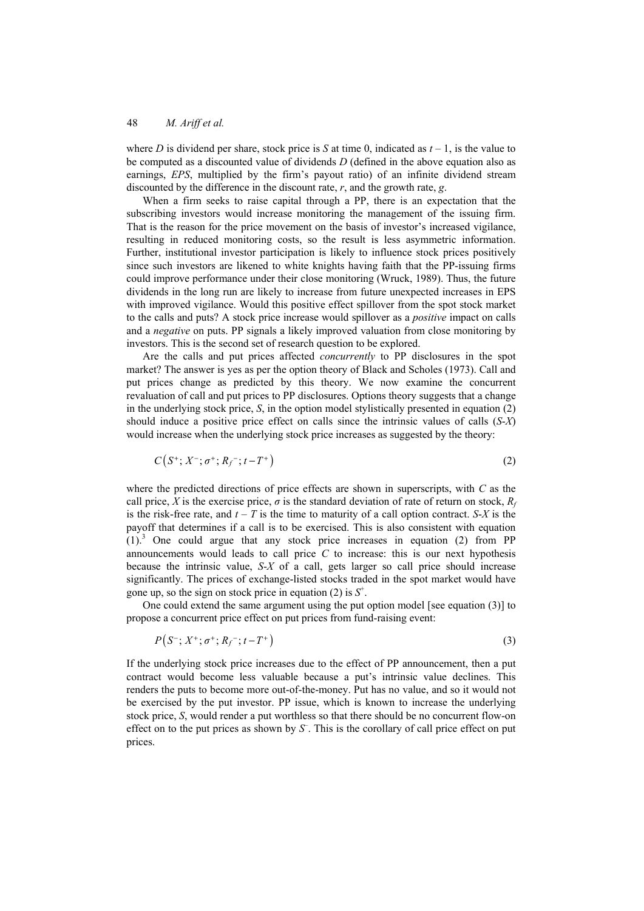where $D$ is dividend per share, stock price is $S$ at time 0, indicated as $t-1$, is the value to be computed as a discounted value of dividends $D$ (defined in the above equation also as earnings, *EPS*, multiplied by the firm's payout ratio) of an infinite dividend stream discounted by the difference in the discount rate, $r$, and the growth rate, $g$.

When a firm seeks to raise capital through a PP, there is an expectation that the subscribing investors would increase monitoring the management of the issuing firm. That is the reason for the price movement on the basis of investor's increased vigilance, resulting in reduced monitoring costs, so the result is less asymmetric information. Further, institutional investor participation is likely to influence stock prices positively since such investors are likened to white knights having faith that the PP-issuing firms could improve performance under their close monitoring (Wruck, 1989). Thus, the future dividends in the long run are likely to increase from future unexpected increases in EPS with improved vigilance. Would this positive effect spillover from the spot stock market to the calls and puts? A stock price increase would spillover as a *positive* impact on calls and a *negative* on puts. PP signals a likely improved valuation from close monitoring by investors. This is the second set of research question to be explored.

Are the calls and put prices affected *concurrently* to PP disclosures in the spot market? The answer is yes as per the option theory of Black and Scholes (1973). Call and put prices change as predicted by this theory. We now examine the concurrent revaluation of call and put prices to PP disclosures. Options theory suggests that a change in the underlying stock price, $S$, in the option model stylistically presented in equation (2) should induce a positive price effect on calls since the intrinsic values of calls ($S$-$X$) would increase when the underlying stock price increases as suggested by the theory:

$$C\left(S^{+}; X^{-}; \sigma^{+}; R_f^{-}; t-T^{+}\right) \tag{2}$$

where the predicted directions of price effects are shown in superscripts, with $C$ as the call price, $X$ is the exercise price, $\sigma$ is the standard deviation of rate of return on stock, $R_f$ is the risk-free rate, and $t-T$ is the time to maturity of a call option contract. $S$-$X$ is the payoff that determines if a call is to be exercised. This is also consistent with equation (1).[3] One could argue that any stock price increases in equation (2) from PP announcements would leads to call price $C$ to increase: this is our next hypothesis because the intrinsic value, $S$-$X$ of a call, gets larger so call price should increase significantly. The prices of exchange-listed stocks traded in the spot market would have gone up, so the sign on stock price in equation (2) is $S^{+}$.

One could extend the same argument using the put option model [see equation (3)] to propose a concurrent price effect on put prices from fund-raising event:

$$P\left(S^{-}; X^{+}; \sigma^{+}; R_f^{-}; t-T^{+}\right) \tag{3}$$

If the underlying stock price increases due to the effect of PP announcement, then a put contract would become less valuable because a put's intrinsic value declines. This renders the puts to become more out-of-the-money. Put has no value, and so it would not be exercised by the put investor. PP issue, which is known to increase the underlying stock price, $S$, would render a put worthless so that there should be no concurrent flow-on effect on to the put prices as shown by $S^{-}$. This is the corollary of call price effect on put prices.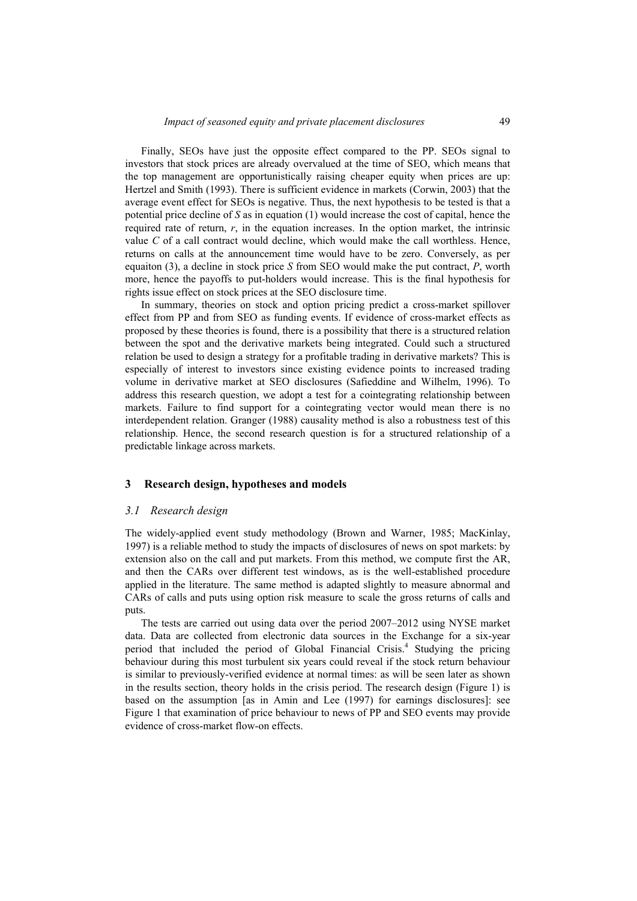Finally, SEOs have just the opposite effect compared to the PP. SEOs signal to investors that stock prices are already overvalued at the time of SEO, which means that the top management are opportunistically raising cheaper equity when prices are up: Hertzel and Smith (1993). There is sufficient evidence in markets (Corwin, 2003) that the average event effect for SEOs is negative. Thus, the next hypothesis to be tested is that a potential price decline of *S* as in equation (1) would increase the cost of capital, hence the required rate of return, *r*, in the equation increases. In the option market, the intrinsic value *C* of a call contract would decline, which would make the call worthless. Hence, returns on calls at the announcement time would have to be zero. Conversely, as per equaiton (3), a decline in stock price *S* from SEO would make the put contract, *P*, worth more, hence the payoffs to put-holders would increase. This is the final hypothesis for rights issue effect on stock prices at the SEO disclosure time.

In summary, theories on stock and option pricing predict a cross-market spillover effect from PP and from SEO as funding events. If evidence of cross-market effects as proposed by these theories is found, there is a possibility that there is a structured relation between the spot and the derivative markets being integrated. Could such a structured relation be used to design a strategy for a profitable trading in derivative markets? This is especially of interest to investors since existing evidence points to increased trading volume in derivative market at SEO disclosures (Safieddine and Wilhelm, 1996). To address this research question, we adopt a test for a cointegrating relationship between markets. Failure to find support for a cointegrating vector would mean there is no interdependent relation. Granger (1988) causality method is also a robustness test of this relationship. Hence, the second research question is for a structured relationship of a predictable linkage across markets.

## 3 Research design, hypotheses and models

### *3.1 Research design*

The widely-applied event study methodology (Brown and Warner, 1985; MacKinlay, 1997) is a reliable method to study the impacts of disclosures of news on spot markets: by extension also on the call and put markets. From this method, we compute first the AR, and then the CARs over different test windows, as is the well-established procedure applied in the literature. The same method is adapted slightly to measure abnormal and CARs of calls and puts using option risk measure to scale the gross returns of calls and puts.

The tests are carried out using data over the period 2007–2012 using NYSE market data. Data are collected from electronic data sources in the Exchange for a six-year period that included the period of Global Financial Crisis.[4] Studying the pricing behaviour during this most turbulent six years could reveal if the stock return behaviour is similar to previously-verified evidence at normal times: as will be seen later as shown in the results section, theory holds in the crisis period. The research design (Figure 1) is based on the assumption [as in Amin and Lee (1997) for earnings disclosures]: see Figure 1 that examination of price behaviour to news of PP and SEO events may provide evidence of cross-market flow-on effects.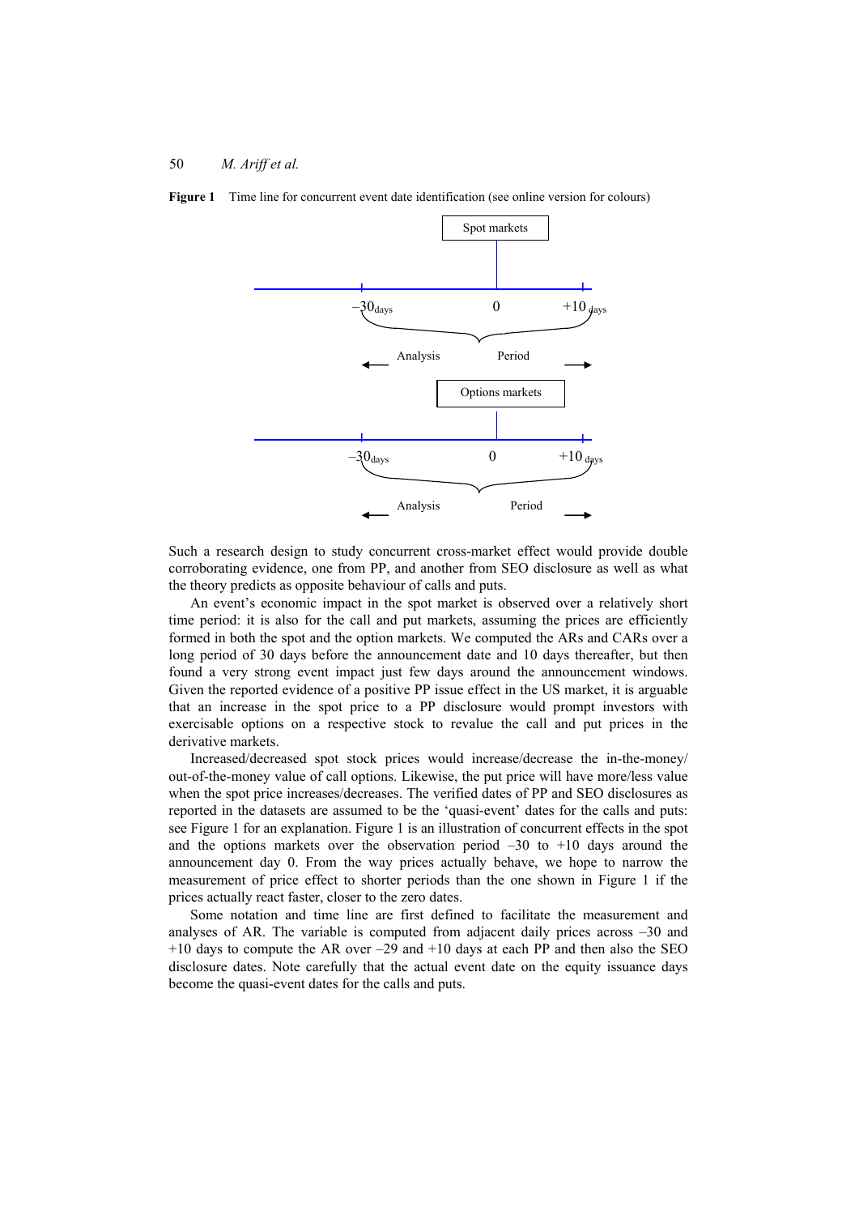**Figure 1** Time line for concurrent event date identification (see online version for colours)

Spot markets

$-30_{days}$ 0 $+10_{days}$

Analysis Period

Options markets

$-30_{days}$ 0 $+10_{days}$

Analysis Period

Such a research design to study concurrent cross-market effect would provide double corroborating evidence, one from PP, and another from SEO disclosure as well as what the theory predicts as opposite behaviour of calls and puts.

An event's economic impact in the spot market is observed over a relatively short time period: it is also for the call and put markets, assuming the prices are efficiently formed in both the spot and the option markets. We computed the ARs and CARs over a long period of 30 days before the announcement date and 10 days thereafter, but then found a very strong event impact just few days around the announcement windows. Given the reported evidence of a positive PP issue effect in the US market, it is arguable that an increase in the spot price to a PP disclosure would prompt investors with exercisable options on a respective stock to revalue the call and put prices in the derivative markets.

Increased/decreased spot stock prices would increase/decrease the in-the-money/out-of-the-money value of call options. Likewise, the put price will have more/less value when the spot price increases/decreases. The verified dates of PP and SEO disclosures as reported in the datasets are assumed to be the 'quasi-event' dates for the calls and puts: see Figure 1 for an explanation. Figure 1 is an illustration of concurrent effects in the spot and the options markets over the observation period –30 to +10 days around the announcement day 0. From the way prices actually behave, we hope to narrow the measurement of price effect to shorter periods than the one shown in Figure 1 if the prices actually react faster, closer to the zero dates.

Some notation and time line are first defined to facilitate the measurement and analyses of AR. The variable is computed from adjacent daily prices across –30 and +10 days to compute the AR over –29 and +10 days at each PP and then also the SEO disclosure dates. Note carefully that the actual event date on the equity issuance days become the quasi-event dates for the calls and puts.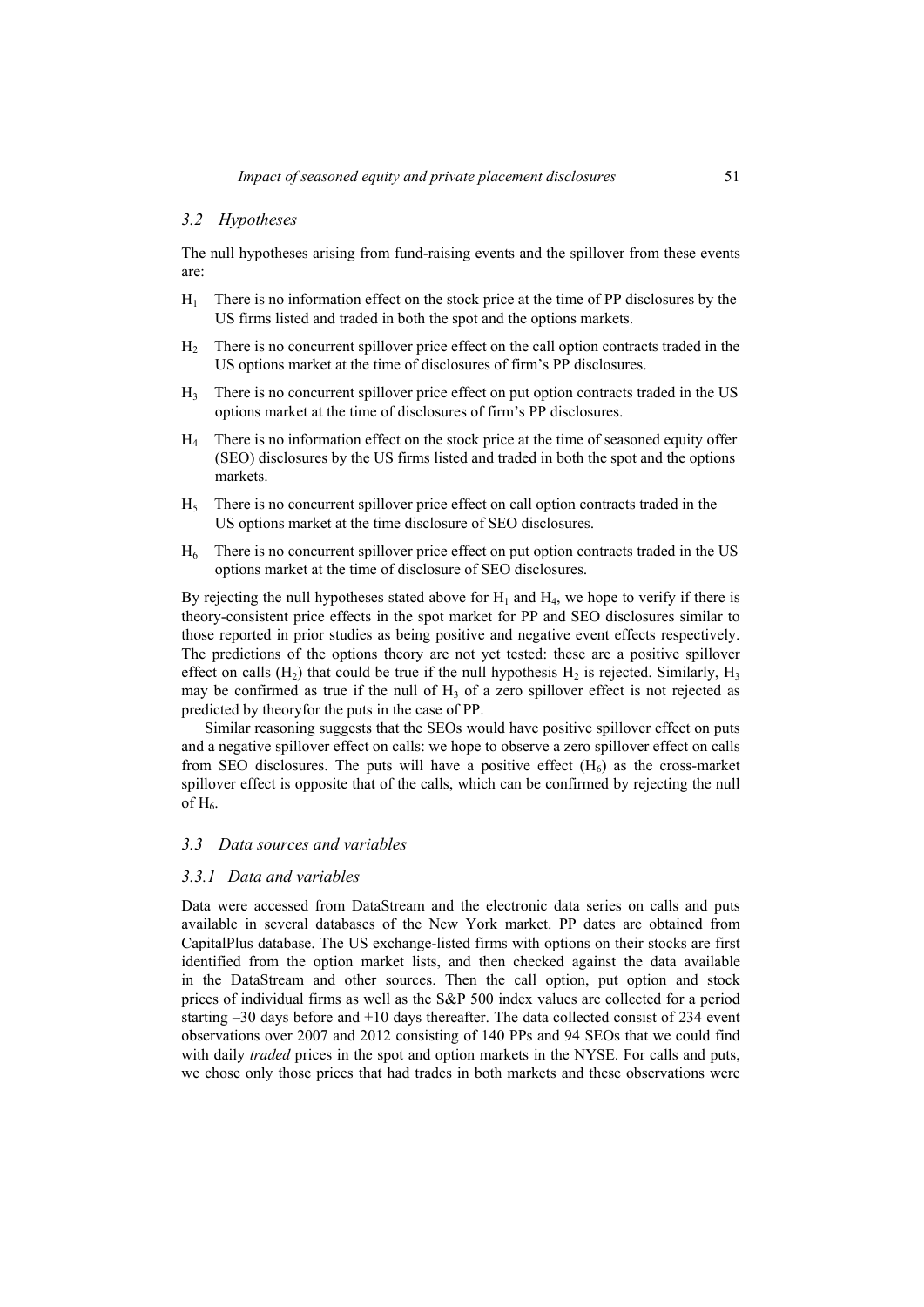### 3.2 Hypotheses

The null hypotheses arising from fund-raising events and the spillover from these events are:

- $H_1$ There is no information effect on the stock price at the time of PP disclosures by the US firms listed and traded in both the spot and the options markets.
- $H_2$ There is no concurrent spillover price effect on the call option contracts traded in the US options market at the time of disclosures of firm's PP disclosures.
- $H_3$ There is no concurrent spillover price effect on put option contracts traded in the US options market at the time of disclosures of firm's PP disclosures.
- $H_4$ There is no information effect on the stock price at the time of seasoned equity offer (SEO) disclosures by the US firms listed and traded in both the spot and the options markets.
- $H_5$ There is no concurrent spillover price effect on call option contracts traded in the US options market at the time disclosure of SEO disclosures.
- $H_6$ There is no concurrent spillover price effect on put option contracts traded in the US options market at the time of disclosure of SEO disclosures.

By rejecting the null hypotheses stated above for $H_1$ and $H_4$, we hope to verify if there is theory-consistent price effects in the spot market for PP and SEO disclosures similar to those reported in prior studies as being positive and negative event effects respectively. The predictions of the options theory are not yet tested: these are a positive spillover effect on calls ($H_2$) that could be true if the null hypothesis $H_2$ is rejected. Similarly, $H_3$ may be confirmed as true if the null of $H_3$ of a zero spillover effect is not rejected as predicted by theoryfor the puts in the case of PP.

Similar reasoning suggests that the SEOs would have positive spillover effect on puts and a negative spillover effect on calls: we hope to observe a zero spillover effect on calls from SEO disclosures. The puts will have a positive effect ($H_6$) as the cross-market spillover effect is opposite that of the calls, which can be confirmed by rejecting the null of $H_6$.

### 3.3 Data sources and variables

#### 3.3.1 Data and variables

Data were accessed from DataStream and the electronic data series on calls and puts available in several databases of the New York market. PP dates are obtained from CapitalPlus database. The US exchange-listed firms with options on their stocks are first identified from the option market lists, and then checked against the data available in the DataStream and other sources. Then the call option, put option and stock prices of individual firms as well as the S&P 500 index values are collected for a period starting –30 days before and +10 days thereafter. The data collected consist of 234 event observations over 2007 and 2012 consisting of 140 PPs and 94 SEOs that we could find with daily *traded* prices in the spot and option markets in the NYSE. For calls and puts, we chose only those prices that had trades in both markets and these observations were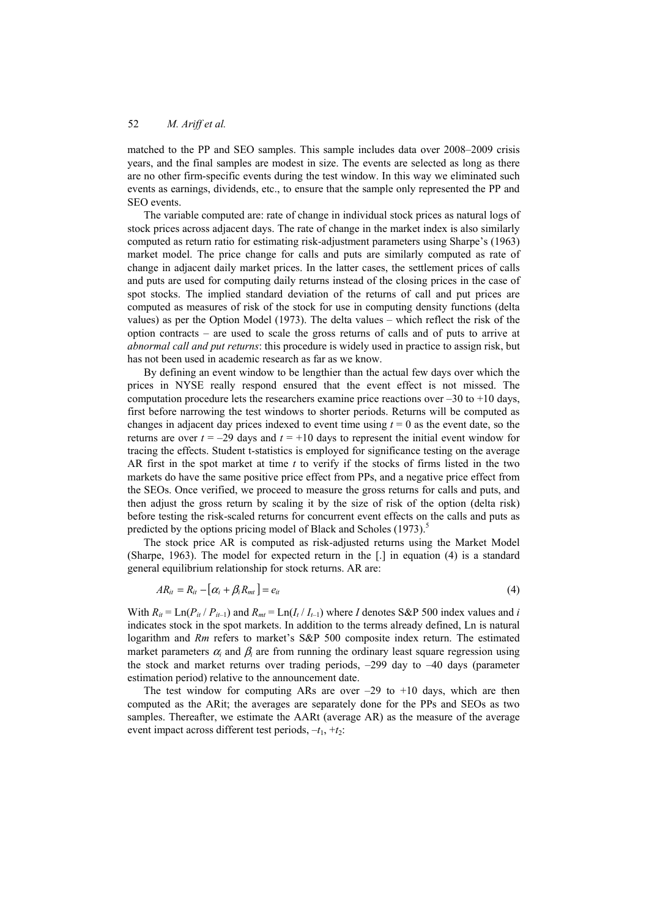matched to the PP and SEO samples. This sample includes data over 2008–2009 crisis years, and the final samples are modest in size. The events are selected as long as there are no other firm-specific events during the test window. In this way we eliminated such events as earnings, dividends, etc., to ensure that the sample only represented the PP and SEO events.

The variable computed are: rate of change in individual stock prices as natural logs of stock prices across adjacent days. The rate of change in the market index is also similarly computed as return ratio for estimating risk-adjustment parameters using Sharpe's (1963) market model. The price change for calls and puts are similarly computed as rate of change in adjacent daily market prices. In the latter cases, the settlement prices of calls and puts are used for computing daily returns instead of the closing prices in the case of spot stocks. The implied standard deviation of the returns of call and put prices are computed as measures of risk of the stock for use in computing density functions (delta values) as per the Option Model (1973). The delta values – which reflect the risk of the option contracts – are used to scale the gross returns of calls and of puts to arrive at *abnormal call and put returns*: this procedure is widely used in practice to assign risk, but has not been used in academic research as far as we know.

By defining an event window to be lengthier than the actual few days over which the prices in NYSE really respond ensured that the event effect is not missed. The computation procedure lets the researchers examine price reactions over –30 to +10 days, first before narrowing the test windows to shorter periods. Returns will be computed as changes in adjacent day prices indexed to event time using $t = 0$ as the event date, so the returns are over $t = -29$ days and $t = +10$ days to represent the initial event window for tracing the effects. Student t-statistics is employed for significance testing on the average AR first in the spot market at time $t$ to verify if the stocks of firms listed in the two markets do have the same positive price effect from PPs, and a negative price effect from the SEOs. Once verified, we proceed to measure the gross returns for calls and puts, and then adjust the gross return by scaling it by the size of risk of the option (delta risk) before testing the risk-scaled returns for concurrent event effects on the calls and puts as predicted by the options pricing model of Black and Scholes (1973).[5]

The stock price AR is computed as risk-adjusted returns using the Market Model (Sharpe, 1963). The model for expected return in the [.] in equation (4) is a standard general equilibrium relationship for stock returns. AR are:

$$AR_{it} = R_{it} - [\alpha_i + \beta_i R_{mt}] = e_{it} \tag{4}$$

With $R_{it} = \text{Ln}(P_{it} / P_{it-1})$ and $R_{mt} = \text{Ln}(I_t / I_{t-1})$ where $I$ denotes S&P 500 index values and $i$ indicates stock in the spot markets. In addition to the terms already defined, Ln is natural logarithm and $Rm$ refers to market's S&P 500 composite index return. The estimated market parameters $\alpha_i$ and $\beta_i$ are from running the ordinary least square regression using the stock and market returns over trading periods, –299 day to –40 days (parameter estimation period) relative to the announcement date.

The test window for computing ARs are over –29 to +10 days, which are then computed as the ARit; the averages are separately done for the PPs and SEOs as two samples. Thereafter, we estimate the AARt (average AR) as the measure of the average event impact across different test periods, $-t_1$, $+t_2$: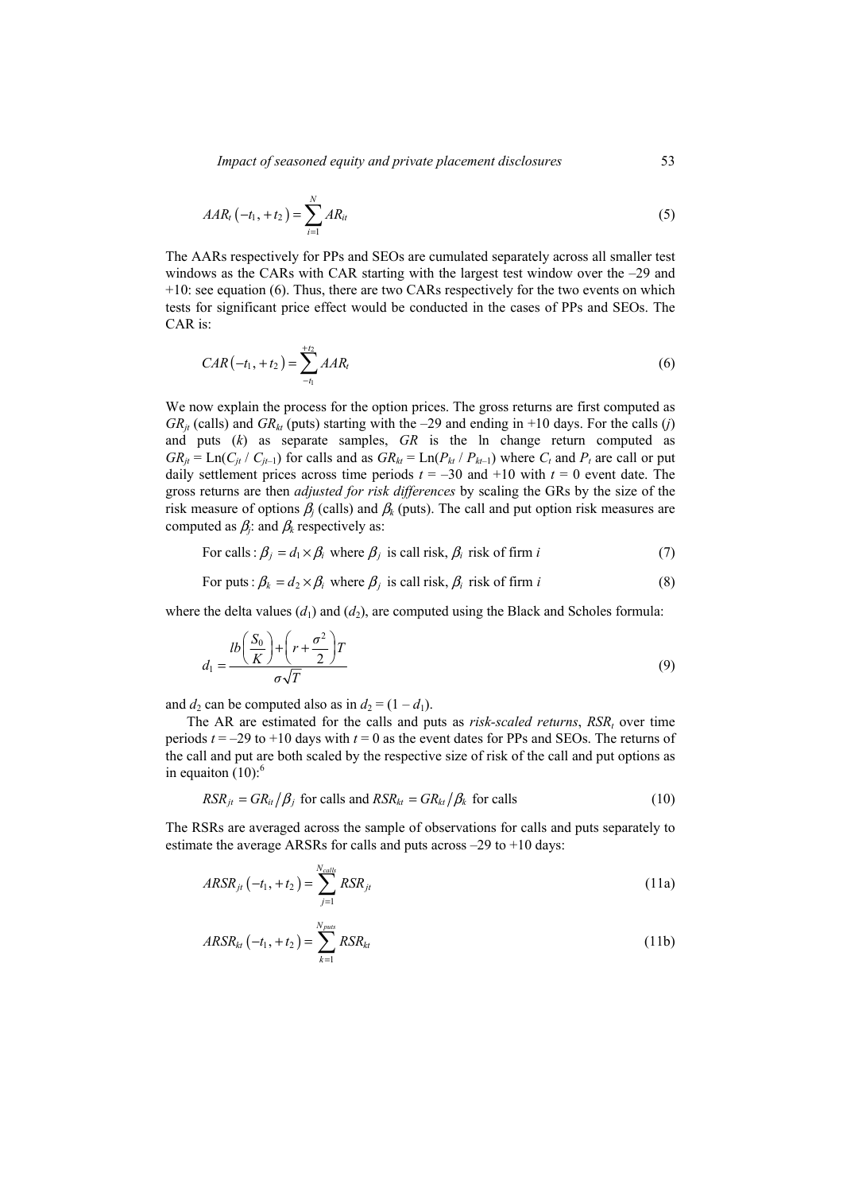$$AAR_t\left(-t_1, +t_2\right) = \sum_{i=1}^{N} AR_{it} \tag{5}$$

The AARs respectively for PPs and SEOs are cumulated separately across all smaller test windows as the CARs with CAR starting with the largest test window over the –29 and +10: see equation (6). Thus, there are two CARs respectively for the two events on which tests for significant price effect would be conducted in the cases of PPs and SEOs. The CAR is:

$$CAR\left(-t_1, +t_2\right) = \sum_{-t_1}^{+t_2} AAR_t \tag{6}$$

We now explain the process for the option prices. The gross returns are first computed as $GR_{jt}$ (calls) and $GR_{kt}$ (puts) starting with the –29 and ending in +10 days. For the calls ($j$) and puts ($k$) as separate samples, $GR$ is the ln change return computed as $GR_{jt} = \text{Ln}(C_{jt} / C_{jt-1})$ for calls and as $GR_{kt} = \text{Ln}(P_{kt} / P_{kt-1})$ where $C_t$ and $P_t$ are call or put daily settlement prices across time periods $t$ = –30 and +10 with $t$ = 0 event date. The gross returns are then *adjusted for risk differences* by scaling the GRs by the size of the risk measure of options $\beta_j$ (calls) and $\beta_k$ (puts). The call and put option risk measures are computed as $\beta_j$: and $\beta_k$ respectively as:

$$\text{For calls}: \beta_j = d_1 \times \beta_i \text{ where } \beta_j \text{ is call risk, } \beta_i \text{ risk of firm } i \tag{7}$$

$$\text{For puts}: \beta_k = d_2 \times \beta_i \text{ where } \beta_j \text{ is call risk, } \beta_i \text{ risk of firm } i \tag{8}$$

where the delta values ($d_1$) and ($d_2$), are computed using the Black and Scholes formula:

$$d_1 = \frac{lb\left(\frac{S_0}{K}\right) + \left(r + \frac{\sigma^2}{2}\right)T}{\sigma\sqrt{T}} \tag{9}$$

and $d_2$ can be computed also as in $d_2 = (1 - d_1)$.

The AR are estimated for the calls and puts as *risk-scaled returns*, $RSR_t$ over time periods $t$ = –29 to +10 days with $t$ = 0 as the event dates for PPs and SEOs. The returns of the call and put are both scaled by the respective size of risk of the call and put options as in equaiton (10):[6]

$$RSR_{jt} = GR_{it} / \beta_j \text{ for calls and } RSR_{kt} = GR_{kt} / \beta_k \text{ for calls} \tag{10}$$

The RSRs are averaged across the sample of observations for calls and puts separately to estimate the average ARSRs for calls and puts across –29 to +10 days:

$$ARSR_{jt}\left(-t_1, +t_2\right) = \sum_{j=1}^{N_{calls}} RSR_{jt} \tag{11a}$$

$$ARSR_{kt}\left(-t_1, +t_2\right) = \sum_{k=1}^{N_{puts}} RSR_{kt} \tag{11b}$$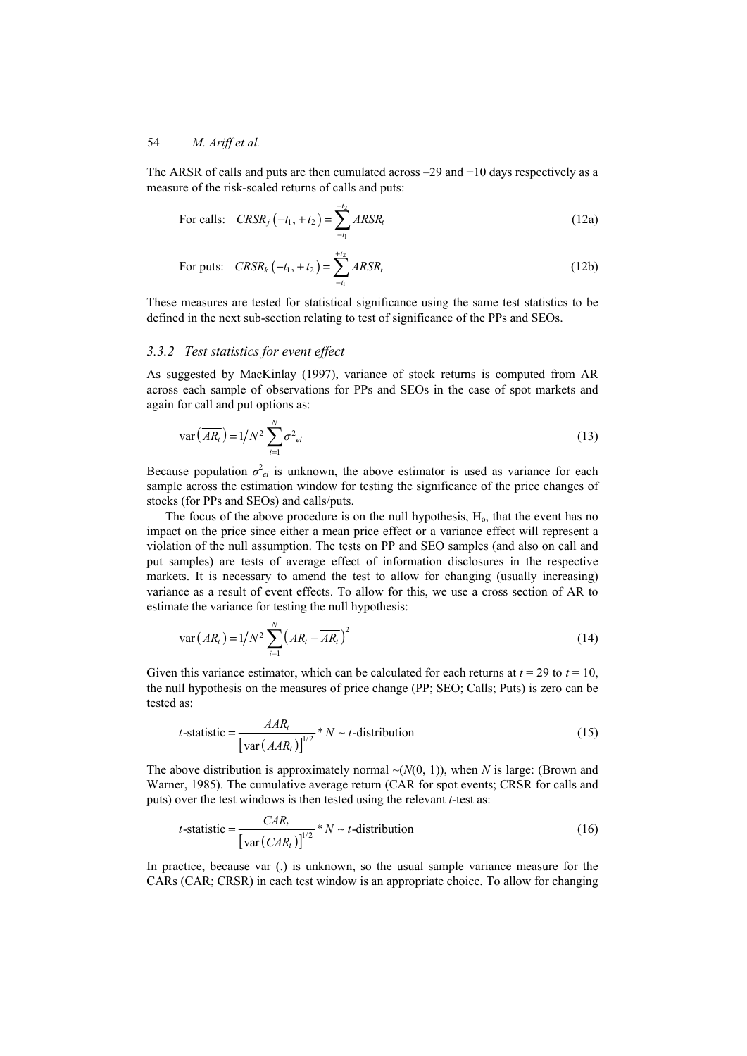The ARSR of calls and puts are then cumulated across –29 and +10 days respectively as a measure of the risk-scaled returns of calls and puts:

$$\text{For calls:} \quad CRSR_j\left(-t_1,+t_2\right)=\sum_{-t_1}^{+t_2} ARSR_t \tag{12a}$$

$$\text{For puts:} \quad CRSR_k\left(-t_1,+t_2\right)=\sum_{-t_1}^{+t_2} ARSR_t \tag{12b}$$

These measures are tested for statistical significance using the same test statistics to be defined in the next sub-section relating to test of significance of the PPs and SEOs.

### *3.3.2 Test statistics for event effect*

As suggested by MacKinlay (1997), variance of stock returns is computed from AR across each sample of observations for PPs and SEOs in the case of spot markets and again for call and put options as:

$$\operatorname{var}\left(\overline{AR_t}\right)=1/N^2\sum_{i=1}^{N}\sigma^2_{ei} \tag{13}$$

Because population $\sigma^2_{ei}$ is unknown, the above estimator is used as variance for each sample across the estimation window for testing the significance of the price changes of stocks (for PPs and SEOs) and calls/puts.

The focus of the above procedure is on the null hypothesis, $H_o$, that the event has no impact on the price since either a mean price effect or a variance effect will represent a violation of the null assumption. The tests on PP and SEO samples (and also on call and put samples) are tests of average effect of information disclosures in the respective markets. It is necessary to amend the test to allow for changing (usually increasing) variance as a result of event effects. To allow for this, we use a cross section of AR to estimate the variance for testing the null hypothesis:

$$\operatorname{var}\left(AR_t\right)=1/N^2\sum_{i=1}^{N}\left(AR_t-\overline{AR_t}\right)^2 \tag{14}$$

Given this variance estimator, which can be calculated for each returns at $t = 29$ to $t = 10$, the null hypothesis on the measures of price change (PP; SEO; Calls; Puts) is zero can be tested as:

$$t\text{-statistic}=\frac{AAR_t}{\left[\operatorname{var}\left(AAR_t\right)\right]^{1/2}}*N\sim t\text{-distribution} \tag{15}$$

The above distribution is approximately normal ~($N$(0, 1)), when $N$ is large: (Brown and Warner, 1985). The cumulative average return (CAR for spot events; CRSR for calls and puts) over the test windows is then tested using the relevant $t$-test as:

$$t\text{-statistic}=\frac{CAR_t}{\left[\operatorname{var}\left(CAR_t\right)\right]^{1/2}}*N\sim t\text{-distribution} \tag{16}$$

In practice, because var (.) is unknown, so the usual sample variance measure for the CARs (CAR; CRSR) in each test window is an appropriate choice. To allow for changing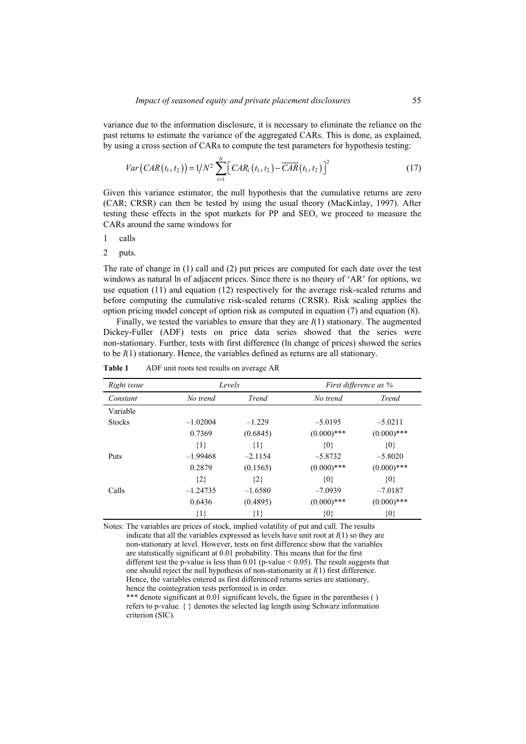variance due to the information disclosure, it is necessary to eliminate the reliance on the past returns to estimate the variance of the aggregated CARs. This is done, as explained, by using a cross section of CARs to compute the test parameters for hypothesis testing:

$$Var\left(CAR\left(t_1, t_2\right)\right) = 1/N^2 \sum_{i=1}^{N} \left[CAR_i\left(t_1, t_2\right) - \overline{CAR}\left(t_1, t_2\right)\right]^2 \tag{17}$$

Given this variance estimator, the null hypothesis that the cumulative returns are zero (CAR; CRSR) can then be tested by using the usual theory (MacKinlay, 1997). After testing these effects in the spot markets for PP and SEO, we proceed to measure the CARs around the same windows for

1 calls

2 puts.

The rate of change in (1) call and (2) put prices are computed for each date over the test windows as natural ln of adjacent prices. Since there is no theory of 'AR' for options, we use equation (11) and equation (12) respectively for the average risk-scaled returns and before computing the cumulative risk-scaled returns (CRSR). Risk scaling applies the option pricing model concept of option risk as computed in equation (7) and equation (8).

Finally, we tested the variables to ensure that they are $I(1)$ stationary. The augmented Dickey-Fuller (ADF) tests on price data series showed that the series were non-stationary. Further, tests with first difference (ln change of prices) showed the series to be $I(1)$ stationary. Hence, the variables defined as returns are all stationary.

**Table 1** ADF unit roots test results on average AR

| *Right issue* | *Levels* | | *First difference as %* | |
|---|---|---|---|---|
| *Constant* | *No trend* | *Trend* | *No trend* | *Trend* |
| Variable | | | | |
| Stocks | –1.02004 | –1.229 | –5.0195 | –5.0211 |
| | 0.7369 | (0.6845) | (0.000)*** | (0.000)*** |
| | {1} | {1} | {0} | {0} |
| Puts | –1.99468 | –2.1154 | –5.8732 | –5.8020 |
| | 0.2879 | (0.1565) | (0.000)*** | (0.000)*** |
| | {2} | {2} | {0} | {0} |
| Calls | –1.24735 | –1.6580 | –7.0939 | –7.0187 |
| | 0.6436 | (0.4895) | (0.000)*** | (0.000)*** |
| | {1} | {1} | {0} | {0} |

Notes: The variables are prices of stock, implied volatility of put and call. The results indicate that all the variables expressed as levels have unit root at $I(1)$ so they are non-stationary at level. However, tests on first difference show that the variables are statistically significant at 0.01 probability. This means that for the first different test the p-value is less than 0.01 (p-value < 0.05). The result suggests that one should reject the null hypothesis of non-stationarity at $I(1)$ first difference. Hence, the variables entered as first differenced returns series are stationary, hence the cointegration tests performed is in order.
*** denote significant at 0.01 significant levels, the figure in the parenthesis ( ) refers to p-value. { } denotes the selected lag length using Schwarz information criterion (SIC).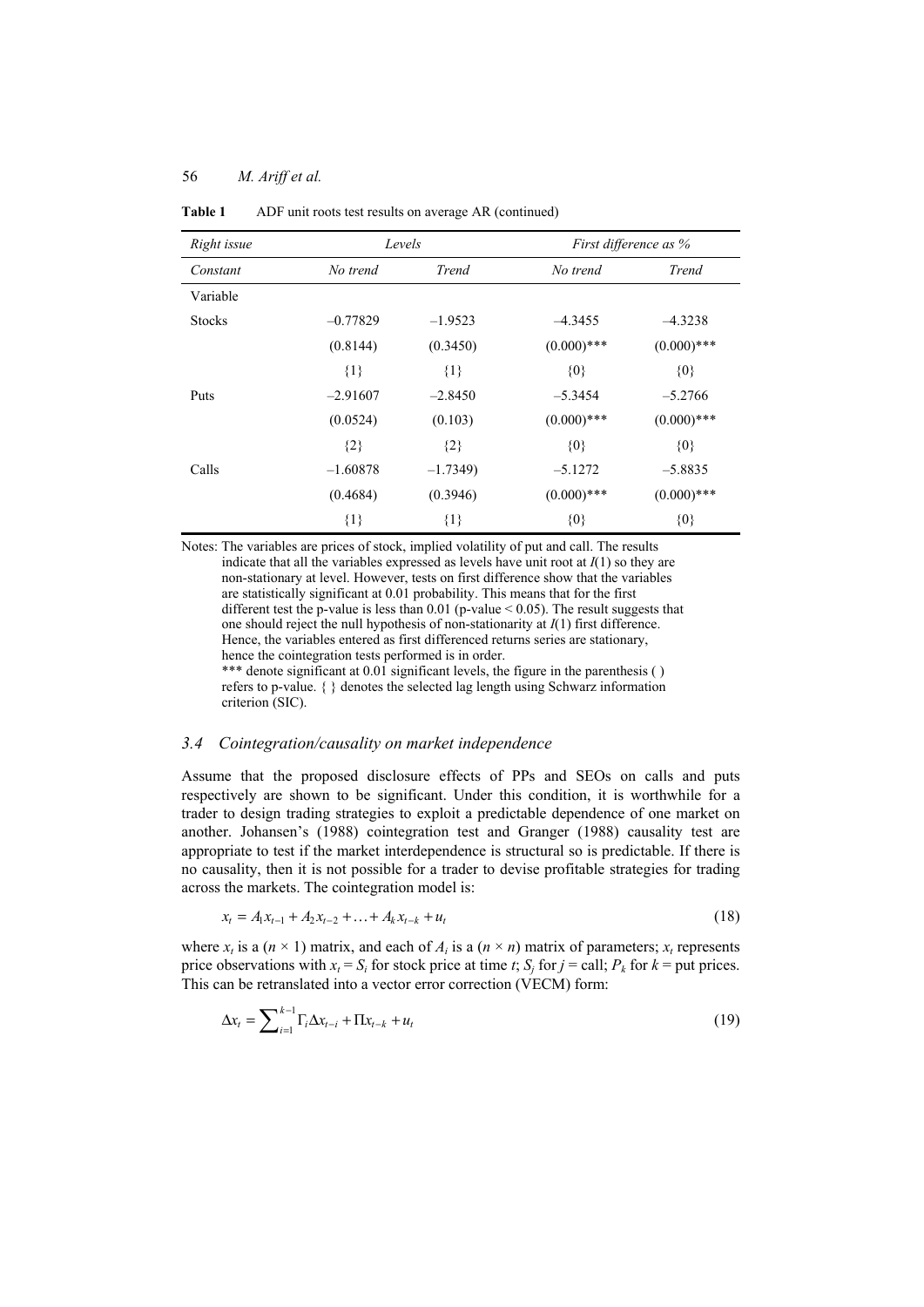**Table 1** ADF unit roots test results on average AR (continued)

| *Right issue* | *Levels* | | *First difference as %* | |
|---|---|---|---|---|
| *Constant* | *No trend* | *Trend* | *No trend* | *Trend* |
| Variable | | | | |
| Stocks | –0.77829 | –1.9523 | –4.3455 | –4.3238 |
| | (0.8144) | (0.3450) | (0.000)*** | (0.000)*** |
| | {1} | {1} | {0} | {0} |
| Puts | –2.91607 | –2.8450 | –5.3454 | –5.2766 |
| | (0.0524) | (0.103) | (0.000)*** | (0.000)*** |
| | {2} | {2} | {0} | {0} |
| Calls | –1.60878 | –1.7349) | –5.1272 | –5.8835 |
| | (0.4684) | (0.3946) | (0.000)*** | (0.000)*** |
| | {1} | {1} | {0} | {0} |

Notes: The variables are prices of stock, implied volatility of put and call. The results indicate that all the variables expressed as levels have unit root at $I(1)$ so they are non-stationary at level. However, tests on first difference show that the variables are statistically significant at 0.01 probability. This means that for the first different test the p-value is less than 0.01 (p-value < 0.05). The result suggests that one should reject the null hypothesis of non-stationarity at $I(1)$ first difference. Hence, the variables entered as first differenced returns series are stationary, hence the cointegration tests performed is in order.
*** denote significant at 0.01 significant levels, the figure in the parenthesis ( ) refers to p-value. { } denotes the selected lag length using Schwarz information criterion (SIC).

### 3.4 Cointegration/causality on market independence

Assume that the proposed disclosure effects of PPs and SEOs on calls and puts respectively are shown to be significant. Under this condition, it is worthwhile for a trader to design trading strategies to exploit a predictable dependence of one market on another. Johansen's (1988) cointegration test and Granger (1988) causality test are appropriate to test if the market interdependence is structural so is predictable. If there is no causality, then it is not possible for a trader to devise profitable strategies for trading across the markets. The cointegration model is:

$$x_t = A_1 x_{t-1} + A_2 x_{t-2} + \ldots + A_k x_{t-k} + u_t \tag{18}$$

where $x_t$ is a $(n \times 1)$ matrix, and each of $A_i$ is a $(n \times n)$ matrix of parameters; $x_t$ represents price observations with $x_t = S_t$ for stock price at time $t$; $S_j$ for $j$ = call; $P_k$ for $k$ = put prices. This can be retranslated into a vector error correction (VECM) form:

$$\Delta x_t = \sum_{i=1}^{k-1} \Gamma_i \Delta x_{t-i} + \Pi x_{t-k} + u_t \tag{19}$$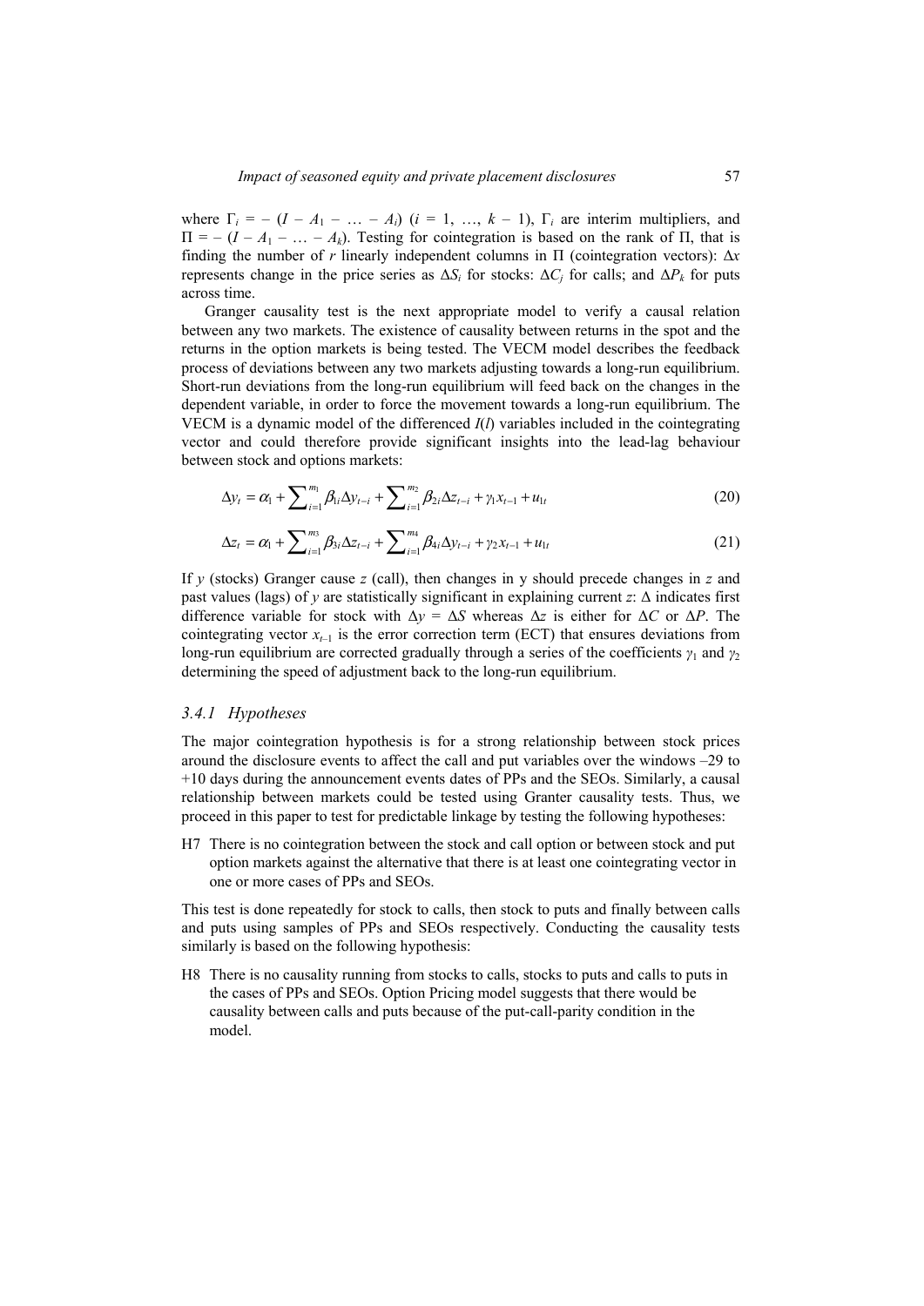where $\Gamma_i = -(I - A_1 - \ldots - A_i)$ $(i = 1, \ldots, k - 1)$, $\Gamma_i$ are interim multipliers, and $\Pi = -(I - A_1 - \ldots - A_k)$. Testing for cointegration is based on the rank of $\Pi$, that is finding the number of $r$ linearly independent columns in $\Pi$ (cointegration vectors): $\Delta x$ represents change in the price series as $\Delta S_i$ for stocks: $\Delta C_j$ for calls; and $\Delta P_k$ for puts across time.

Granger causality test is the next appropriate model to verify a causal relation between any two markets. The existence of causality between returns in the spot and the returns in the option markets is being tested. The VECM model describes the feedback process of deviations between any two markets adjusting towards a long-run equilibrium. Short-run deviations from the long-run equilibrium will feed back on the changes in the dependent variable, in order to force the movement towards a long-run equilibrium. The VECM is a dynamic model of the differenced $I(l)$ variables included in the cointegrating vector and could therefore provide significant insights into the lead-lag behaviour between stock and options markets:

$$\Delta y_t = \alpha_1 + \sum_{i=1}^{m_1} \beta_{1i} \Delta y_{t-i} + \sum_{i=1}^{m_2} \beta_{2i} \Delta z_{t-i} + \gamma_1 x_{t-1} + u_{1t} \tag{20}$$

$$\Delta z_t = \alpha_1 + \sum_{i=1}^{m_3} \beta_{3i} \Delta z_{t-i} + \sum_{i=1}^{m_4} \beta_{4i} \Delta y_{t-i} + \gamma_2 x_{t-1} + u_{1t} \tag{21}$$

If $y$ (stocks) Granger cause $z$ (call), then changes in y should precede changes in $z$ and past values (lags) of $y$ are statistically significant in explaining current $z$: $\Delta$ indicates first difference variable for stock with $\Delta y = \Delta S$ whereas $\Delta z$ is either for $\Delta C$ or $\Delta P$. The cointegrating vector $x_{t-1}$ is the error correction term (ECT) that ensures deviations from long-run equilibrium are corrected gradually through a series of the coefficients $\gamma_1$ and $\gamma_2$ determining the speed of adjustment back to the long-run equilibrium.

### 3.4.1 Hypotheses

The major cointegration hypothesis is for a strong relationship between stock prices around the disclosure events to affect the call and put variables over the windows –29 to +10 days during the announcement events dates of PPs and the SEOs. Similarly, a causal relationship between markets could be tested using Granter causality tests. Thus, we proceed in this paper to test for predictable linkage by testing the following hypotheses:

H7 There is no cointegration between the stock and call option or between stock and put option markets against the alternative that there is at least one cointegrating vector in one or more cases of PPs and SEOs.

This test is done repeatedly for stock to calls, then stock to puts and finally between calls and puts using samples of PPs and SEOs respectively. Conducting the causality tests similarly is based on the following hypothesis:

H8 There is no causality running from stocks to calls, stocks to puts and calls to puts in the cases of PPs and SEOs. Option Pricing model suggests that there would be causality between calls and puts because of the put-call-parity condition in the model.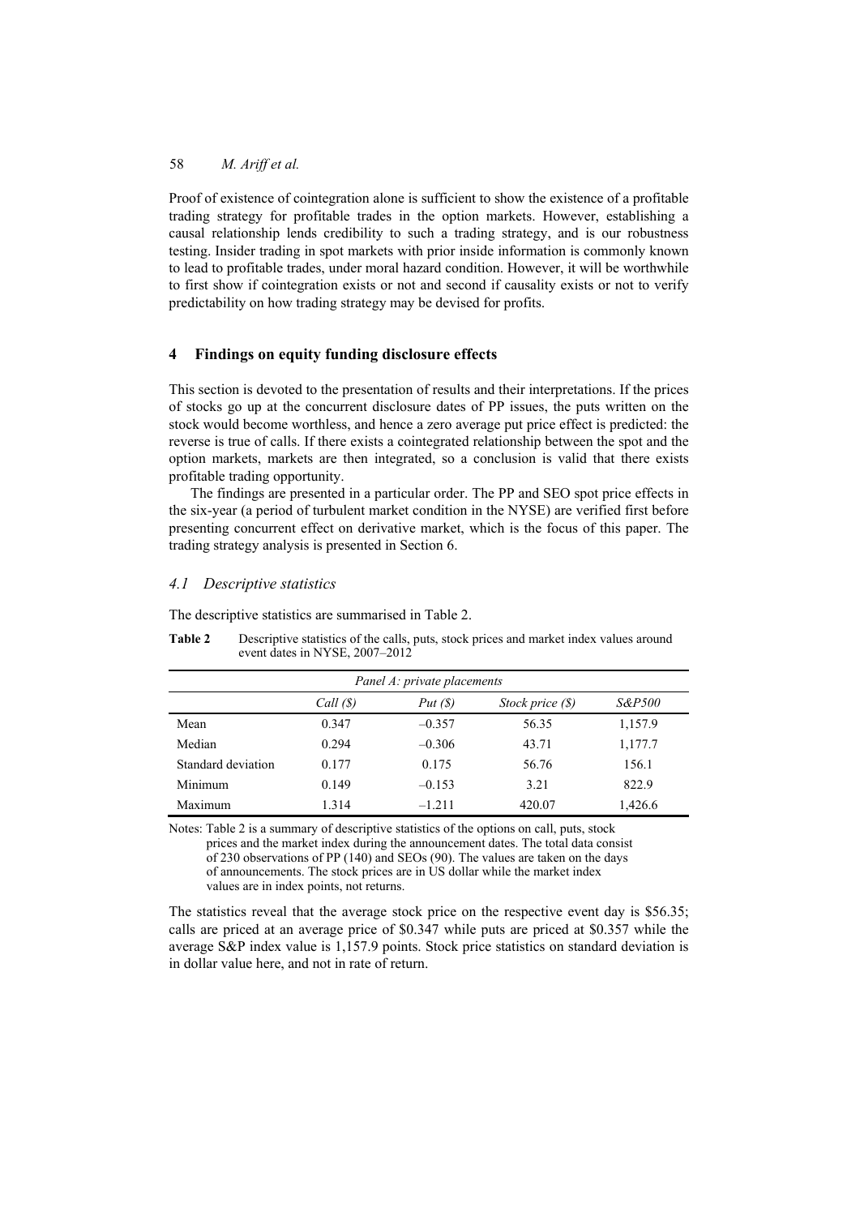Proof of existence of cointegration alone is sufficient to show the existence of a profitable trading strategy for profitable trades in the option markets. However, establishing a causal relationship lends credibility to such a trading strategy, and is our robustness testing. Insider trading in spot markets with prior inside information is commonly known to lead to profitable trades, under moral hazard condition. However, it will be worthwhile to first show if cointegration exists or not and second if causality exists or not to verify predictability on how trading strategy may be devised for profits.

## 4 Findings on equity funding disclosure effects

This section is devoted to the presentation of results and their interpretations. If the prices of stocks go up at the concurrent disclosure dates of PP issues, the puts written on the stock would become worthless, and hence a zero average put price effect is predicted: the reverse is true of calls. If there exists a cointegrated relationship between the spot and the option markets, markets are then integrated, so a conclusion is valid that there exists profitable trading opportunity.

The findings are presented in a particular order. The PP and SEO spot price effects in the six-year (a period of turbulent market condition in the NYSE) are verified first before presenting concurrent effect on derivative market, which is the focus of this paper. The trading strategy analysis is presented in Section 6.

### *4.1 Descriptive statistics*

The descriptive statistics are summarised in Table 2.

**Table 2** Descriptive statistics of the calls, puts, stock prices and market index values around event dates in NYSE, 2007–2012

| *Panel A: private placements* | | | | |
|---|---|---|---|---|
| | *Call ($)* | *Put ($)* | *Stock price ($)* | *S&P500* |
| Mean | 0.347 | –0.357 | 56.35 | 1,157.9 |
| Median | 0.294 | –0.306 | 43.71 | 1,177.7 |
| Standard deviation | 0.177 | 0.175 | 56.76 | 156.1 |
| Minimum | 0.149 | –0.153 | 3.21 | 822.9 |
| Maximum | 1.314 | –1.211 | 420.07 | 1,426.6 |

Notes: Table 2 is a summary of descriptive statistics of the options on call, puts, stock prices and the market index during the announcement dates. The total data consist of 230 observations of PP (140) and SEOs (90). The values are taken on the days of announcements. The stock prices are in US dollar while the market index values are in index points, not returns.

The statistics reveal that the average stock price on the respective event day is $56.35; calls are priced at an average price of $0.347 while puts are priced at $0.357 while the average S&P index value is 1,157.9 points. Stock price statistics on standard deviation is in dollar value here, and not in rate of return.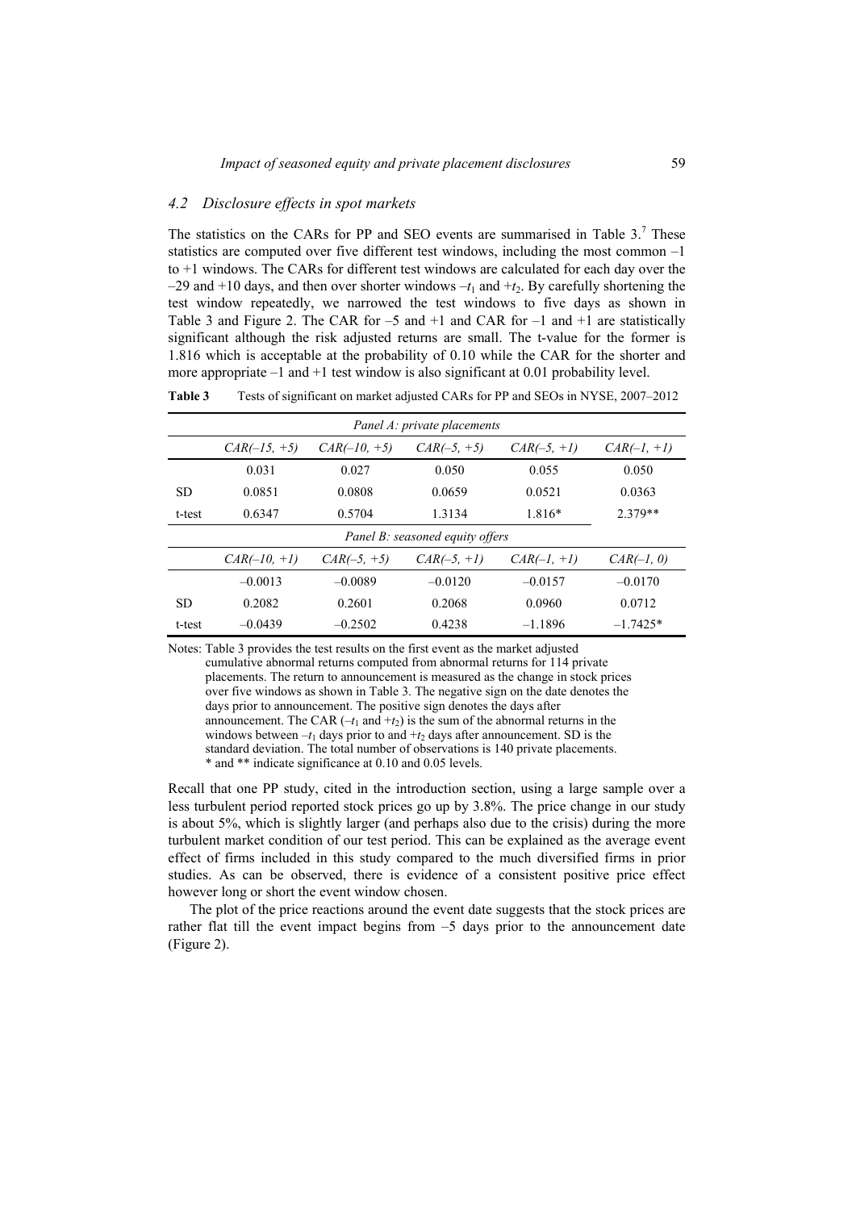### 4.2 Disclosure effects in spot markets

The statistics on the CARs for PP and SEO events are summarised in Table 3.[7] These statistics are computed over five different test windows, including the most common –1 to +1 windows. The CARs for different test windows are calculated for each day over the –29 and +10 days, and then over shorter windows $-t_1$ and $+t_2$. By carefully shortening the test window repeatedly, we narrowed the test windows to five days as shown in Table 3 and Figure 2. The CAR for –5 and +1 and CAR for –1 and +1 are statistically significant although the risk adjusted returns are small. The t-value for the former is 1.816 which is acceptable at the probability of 0.10 while the CAR for the shorter and more appropriate –1 and +1 test window is also significant at 0.01 probability level.

**Table 3** Tests of significant on market adjusted CARs for PP and SEOs in NYSE, 2007–2012

| *Panel A: private placements* | | | | | |
|---|---|---|---|---|---|
| | *CAR(–15, +5)* | *CAR(–10, +5)* | *CAR(–5, +5)* | *CAR(–5, +1)* | *CAR(–1, +1)* |
| | 0.031 | 0.027 | 0.050 | 0.055 | 0.050 |
| SD | 0.0851 | 0.0808 | 0.0659 | 0.0521 | 0.0363 |
| t-test | 0.6347 | 0.5704 | 1.3134 | 1.816* | 2.379** |
| *Panel B: seasoned equity offers* | | | | | |
| | *CAR(–10, +1)* | *CAR(–5, +5)* | *CAR(–5, +1)* | *CAR(–1, +1)* | *CAR(–1, 0)* |
| | –0.0013 | –0.0089 | –0.0120 | –0.0157 | –0.0170 |
| SD | 0.2082 | 0.2601 | 0.2068 | 0.0960 | 0.0712 |
| t-test | –0.0439 | –0.2502 | 0.4238 | –1.1896 | –1.7425* |

Notes: Table 3 provides the test results on the first event as the market adjusted cumulative abnormal returns computed from abnormal returns for 114 private placements. The return to announcement is measured as the change in stock prices over five windows as shown in Table 3. The negative sign on the date denotes the days prior to announcement. The positive sign denotes the days after announcement. The CAR ($-t_1$ and $+t_2$) is the sum of the abnormal returns in the windows between $-t_1$ days prior to and $+t_2$ days after announcement. SD is the standard deviation. The total number of observations is 140 private placements. * and ** indicate significance at 0.10 and 0.05 levels.

Recall that one PP study, cited in the introduction section, using a large sample over a less turbulent period reported stock prices go up by 3.8%. The price change in our study is about 5%, which is slightly larger (and perhaps also due to the crisis) during the more turbulent market condition of our test period. This can be explained as the average event effect of firms included in this study compared to the much diversified firms in prior studies. As can be observed, there is evidence of a consistent positive price effect however long or short the event window chosen.

The plot of the price reactions around the event date suggests that the stock prices are rather flat till the event impact begins from –5 days prior to the announcement date (Figure 2).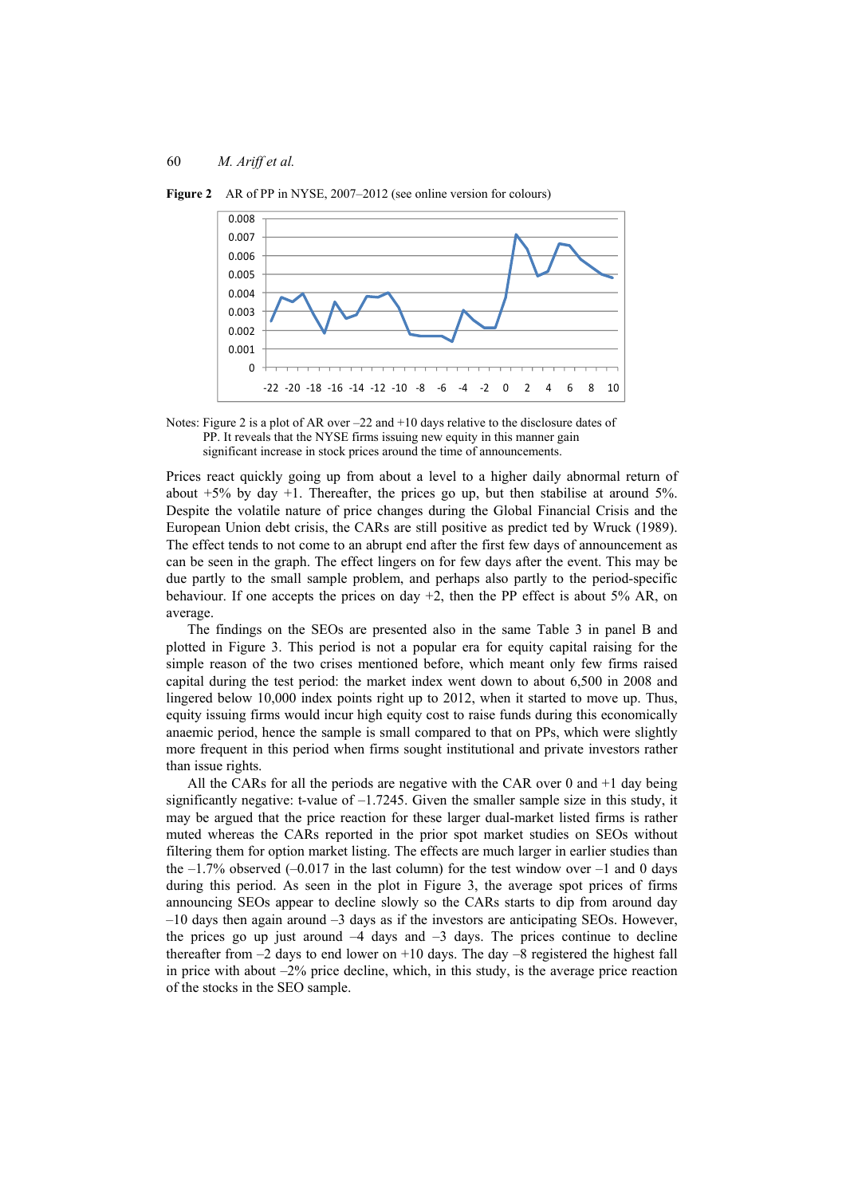**Figure 2** AR of PP in NYSE, 2007–2012 (see online version for colours)

Notes: Figure 2 is a plot of AR over –22 and +10 days relative to the disclosure dates of PP. It reveals that the NYSE firms issuing new equity in this manner gain significant increase in stock prices around the time of announcements.

Prices react quickly going up from about a level to a higher daily abnormal return of about +5% by day +1. Thereafter, the prices go up, but then stabilise at around 5%. Despite the volatile nature of price changes during the Global Financial Crisis and the European Union debt crisis, the CARs are still positive as predict ted by Wruck (1989). The effect tends to not come to an abrupt end after the first few days of announcement as can be seen in the graph. The effect lingers on for few days after the event. This may be due partly to the small sample problem, and perhaps also partly to the period-specific behaviour. If one accepts the prices on day +2, then the PP effect is about 5% AR, on average.

The findings on the SEOs are presented also in the same Table 3 in panel B and plotted in Figure 3. This period is not a popular era for equity capital raising for the simple reason of the two crises mentioned before, which meant only few firms raised capital during the test period: the market index went down to about 6,500 in 2008 and lingered below 10,000 index points right up to 2012, when it started to move up. Thus, equity issuing firms would incur high equity cost to raise funds during this economically anaemic period, hence the sample is small compared to that on PPs, which were slightly more frequent in this period when firms sought institutional and private investors rather than issue rights.

All the CARs for all the periods are negative with the CAR over 0 and +1 day being significantly negative: t-value of –1.7245. Given the smaller sample size in this study, it may be argued that the price reaction for these larger dual-market listed firms is rather muted whereas the CARs reported in the prior spot market studies on SEOs without filtering them for option market listing. The effects are much larger in earlier studies than the –1.7% observed (–0.017 in the last column) for the test window over –1 and 0 days during this period. As seen in the plot in Figure 3, the average spot prices of firms announcing SEOs appear to decline slowly so the CARs starts to dip from around day –10 days then again around –3 days as if the investors are anticipating SEOs. However, the prices go up just around –4 days and –3 days. The prices continue to decline thereafter from –2 days to end lower on +10 days. The day –8 registered the highest fall in price with about –2% price decline, which, in this study, is the average price reaction of the stocks in the SEO sample.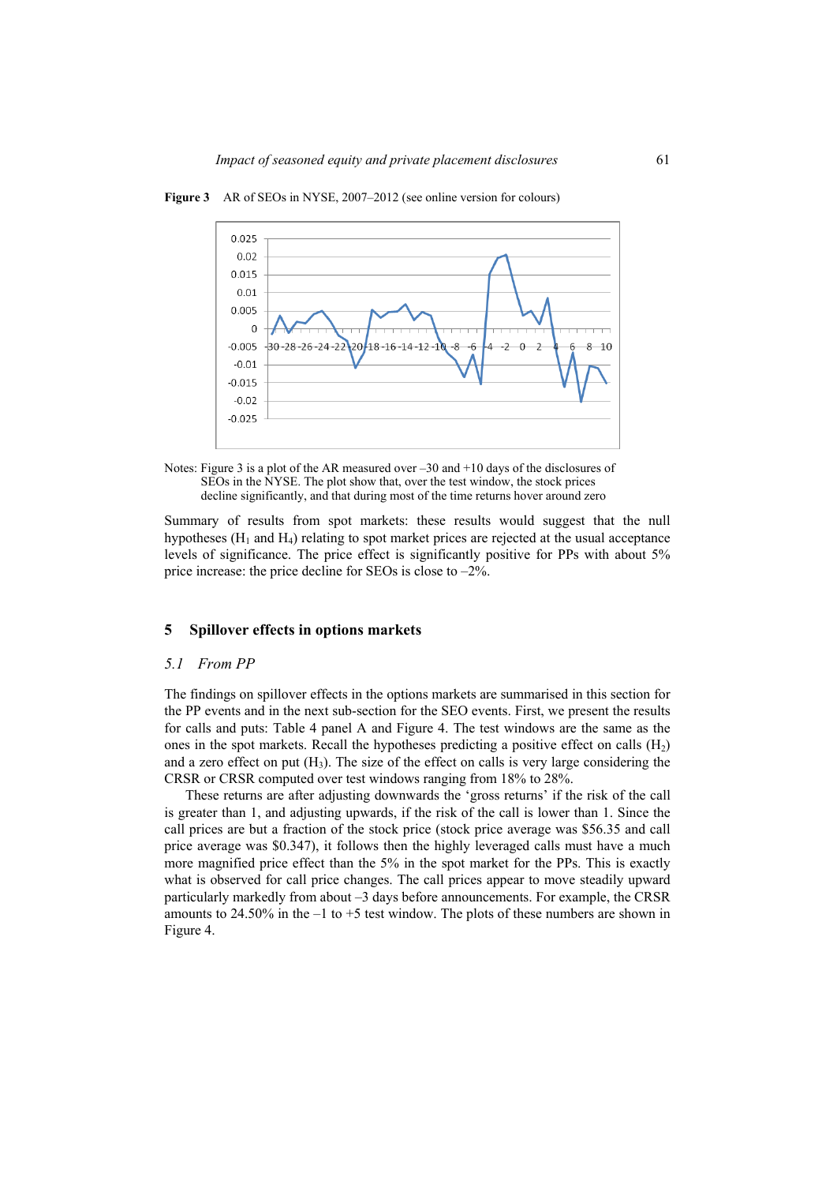**Figure 3** AR of SEOs in NYSE, 2007–2012 (see online version for colours)

Notes: Figure 3 is a plot of the AR measured over –30 and +10 days of the disclosures of SEOs in the NYSE. The plot show that, over the test window, the stock prices decline significantly, and that during most of the time returns hover around zero

Summary of results from spot markets: these results would suggest that the null hypotheses ($H_1$ and $H_4$) relating to spot market prices are rejected at the usual acceptance levels of significance. The price effect is significantly positive for PPs with about 5% price increase: the price decline for SEOs is close to –2%.

## 5 Spillover effects in options markets

### 5.1 From PP

The findings on spillover effects in the options markets are summarised in this section for the PP events and in the next sub-section for the SEO events. First, we present the results for calls and puts: Table 4 panel A and Figure 4. The test windows are the same as the ones in the spot markets. Recall the hypotheses predicting a positive effect on calls ($H_2$) and a zero effect on put ($H_3$). The size of the effect on calls is very large considering the CRSR or CRSR computed over test windows ranging from 18% to 28%.

These returns are after adjusting downwards the 'gross returns' if the risk of the call is greater than 1, and adjusting upwards, if the risk of the call is lower than 1. Since the call prices are but a fraction of the stock price (stock price average was \$56.35 and call price average was \$0.347), it follows then the highly leveraged calls must have a much more magnified price effect than the 5% in the spot market for the PPs. This is exactly what is observed for call price changes. The call prices appear to move steadily upward particularly markedly from about –3 days before announcements. For example, the CRSR amounts to 24.50% in the –1 to +5 test window. The plots of these numbers are shown in Figure 4.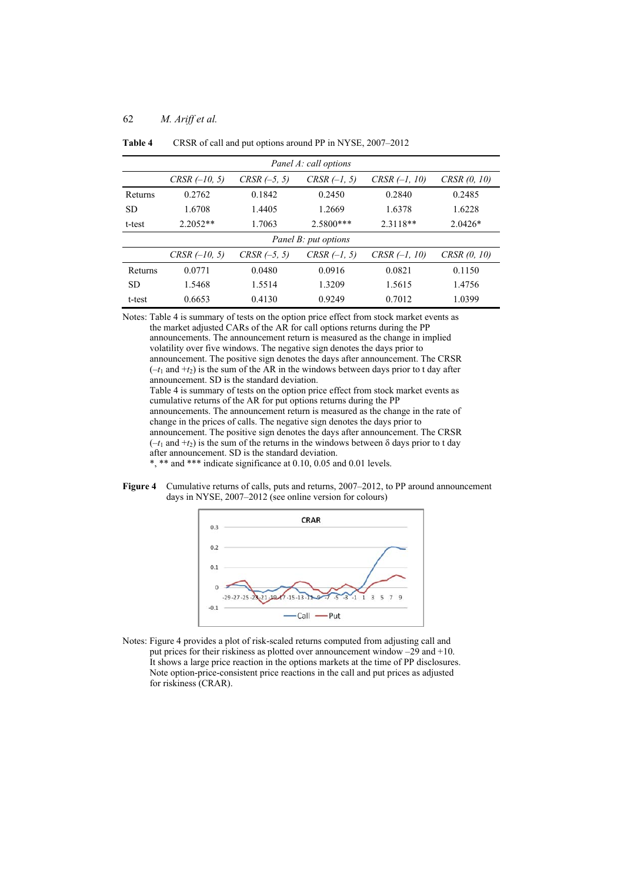**Table 4** CRSR of call and put options around PP in NYSE, 2007–2012

| | *CRSR (–10, 5)* | *CRSR (–5, 5)* | *CRSR (–1, 5)* | *CRSR (–1, 10)* | *CRSR (0, 10)* |
|---|---|---|---|---|---|
| *Panel A: call options* | | | | | |
| Returns | 0.2762 | 0.1842 | 0.2450 | 0.2840 | 0.2485 |
| SD | 1.6708 | 1.4405 | 1.2669 | 1.6378 | 1.6228 |
| t-test | 2.2052** | 1.7063 | 2.5800*** | 2.3118** | 2.0426* |
| *Panel B: put options* | | | | | |
| | *CRSR (–10, 5)* | *CRSR (–5, 5)* | *CRSR (–1, 5)* | *CRSR (–1, 10)* | *CRSR (0, 10)* |
| Returns | 0.0771 | 0.0480 | 0.0916 | 0.0821 | 0.1150 |
| SD | 1.5468 | 1.5514 | 1.3209 | 1.5615 | 1.4756 |
| t-test | 0.6653 | 0.4130 | 0.9249 | 0.7012 | 1.0399 |

Notes: Table 4 is summary of tests on the option price effect from stock market events as the market adjusted CARs of the AR for call options returns during the PP announcements. The announcement return is measured as the change in implied volatility over five windows. The negative sign denotes the days prior to announcement. The positive sign denotes the days after announcement. The CRSR ($-t_1$ and $+t_2$) is the sum of the AR in the windows between days prior to t day after announcement. SD is the standard deviation.
Table 4 is summary of tests on the option price effect from stock market events as cumulative returns of the AR for put options returns during the PP announcements. The announcement return is measured as the change in the rate of change in the prices of calls. The negative sign denotes the days prior to announcement. The positive sign denotes the days after announcement. The CRSR ($-t_1$ and $+t_2$) is the sum of the returns in the windows between δ days prior to t day after announcement. SD is the standard deviation.
*, ** and *** indicate significance at 0.10, 0.05 and 0.01 levels.

**Figure 4** Cumulative returns of calls, puts and returns, 2007–2012, to PP around announcement days in NYSE, 2007–2012 (see online version for colours)

Notes: Figure 4 provides a plot of risk-scaled returns computed from adjusting call and put prices for their riskiness as plotted over announcement window –29 and +10. It shows a large price reaction in the options markets at the time of PP disclosures. Note option-price-consistent price reactions in the call and put prices as adjusted for riskiness (CRAR).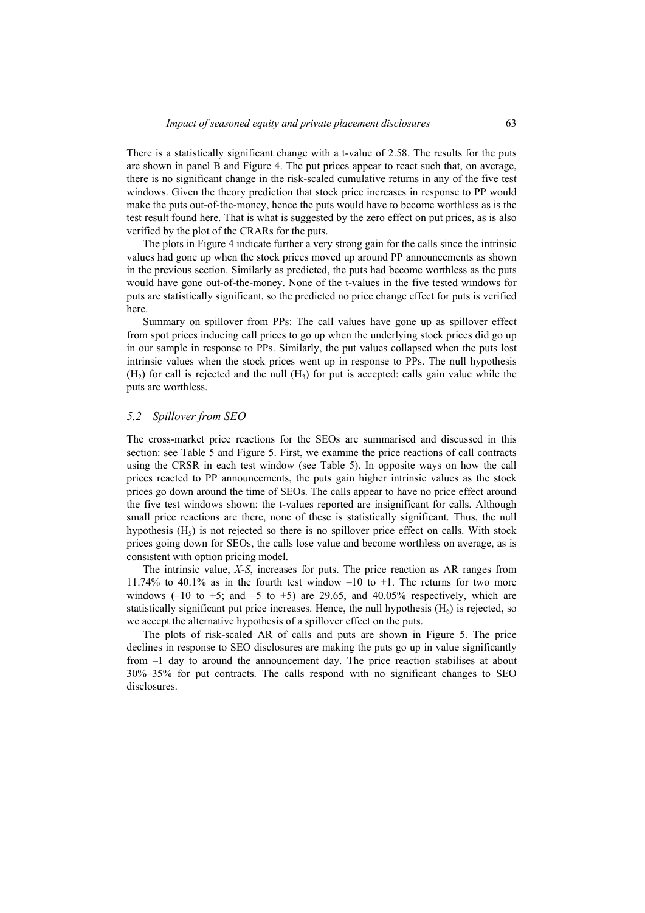There is a statistically significant change with a t-value of 2.58. The results for the puts are shown in panel B and Figure 4. The put prices appear to react such that, on average, there is no significant change in the risk-scaled cumulative returns in any of the five test windows. Given the theory prediction that stock price increases in response to PP would make the puts out-of-the-money, hence the puts would have to become worthless as is the test result found here. That is what is suggested by the zero effect on put prices, as is also verified by the plot of the CRARs for the puts.

The plots in Figure 4 indicate further a very strong gain for the calls since the intrinsic values had gone up when the stock prices moved up around PP announcements as shown in the previous section. Similarly as predicted, the puts had become worthless as the puts would have gone out-of-the-money. None of the t-values in the five tested windows for puts are statistically significant, so the predicted no price change effect for puts is verified here.

Summary on spillover from PPs: The call values have gone up as spillover effect from spot prices inducing call prices to go up when the underlying stock prices did go up in our sample in response to PPs. Similarly, the put values collapsed when the puts lost intrinsic values when the stock prices went up in response to PPs. The null hypothesis ($H_2$) for call is rejected and the null ($H_3$) for put is accepted: calls gain value while the puts are worthless.

### *5.2 Spillover from SEO*

The cross-market price reactions for the SEOs are summarised and discussed in this section: see Table 5 and Figure 5. First, we examine the price reactions of call contracts using the CRSR in each test window (see Table 5). In opposite ways on how the call prices reacted to PP announcements, the puts gain higher intrinsic values as the stock prices go down around the time of SEOs. The calls appear to have no price effect around the five test windows shown: the t-values reported are insignificant for calls. Although small price reactions are there, none of these is statistically significant. Thus, the null hypothesis ($H_5$) is not rejected so there is no spillover price effect on calls. With stock prices going down for SEOs, the calls lose value and become worthless on average, as is consistent with option pricing model.

The intrinsic value, $X$-$S$, increases for puts. The price reaction as AR ranges from 11.74% to 40.1% as in the fourth test window –10 to +1. The returns for two more windows (–10 to +5; and –5 to +5) are 29.65, and 40.05% respectively, which are statistically significant put price increases. Hence, the null hypothesis ($H_6$) is rejected, so we accept the alternative hypothesis of a spillover effect on the puts.

The plots of risk-scaled AR of calls and puts are shown in Figure 5. The price declines in response to SEO disclosures are making the puts go up in value significantly from –1 day to around the announcement day. The price reaction stabilises at about 30%–35% for put contracts. The calls respond with no significant changes to SEO disclosures.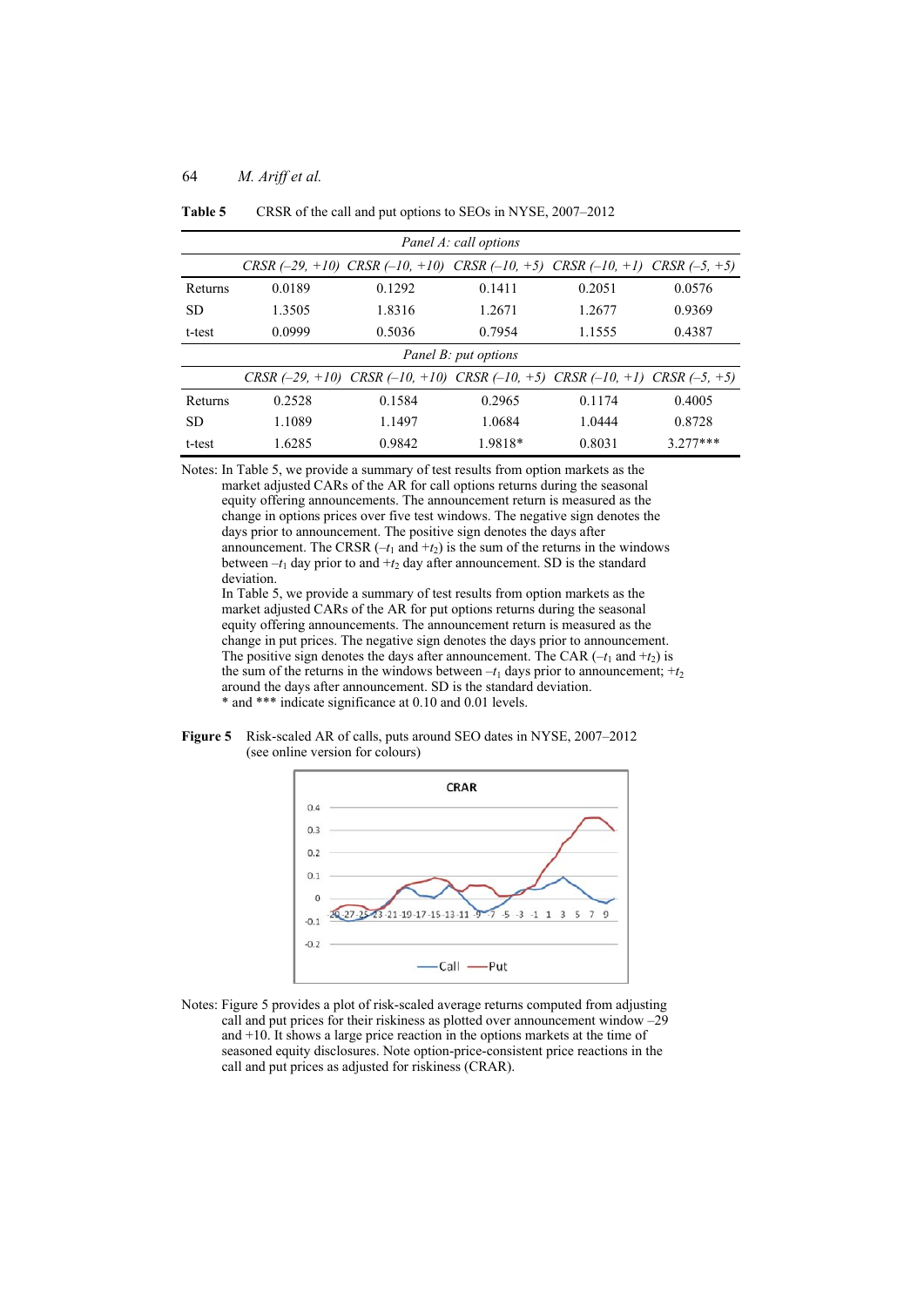**Table 5** CRSR of the call and put options to SEOs in NYSE, 2007–2012

| | *Panel A: call options* | | | | |
|---|---|---|---|---|---|
| | *CRSR (–29, +10)* | *CRSR (–10, +10)* | *CRSR (–10, +5)* | *CRSR (–10, +1)* | *CRSR (–5, +5)* |
| Returns | 0.0189 | 0.1292 | 0.1411 | 0.2051 | 0.0576 |
| SD | 1.3505 | 1.8316 | 1.2671 | 1.2677 | 0.9369 |
| t-test | 0.0999 | 0.5036 | 0.7954 | 1.1555 | 0.4387 |
| | *Panel B: put options* | | | | |
| | *CRSR (–29, +10)* | *CRSR (–10, +10)* | *CRSR (–10, +5)* | *CRSR (–10, +1)* | *CRSR (–5, +5)* |
| Returns | 0.2528 | 0.1584 | 0.2965 | 0.1174 | 0.4005 |
| SD | 1.1089 | 1.1497 | 1.0684 | 1.0444 | 0.8728 |
| t-test | 1.6285 | 0.9842 | 1.9818* | 0.8031 | 3.277*** |

Notes: In Table 5, we provide a summary of test results from option markets as the market adjusted CARs of the AR for call options returns during the seasonal equity offering announcements. The announcement return is measured as the change in options prices over five test windows. The negative sign denotes the days prior to announcement. The positive sign denotes the days after announcement. The CRSR ($-t_1$ and $+t_2$) is the sum of the returns in the windows between $-t_1$ day prior to and $+t_2$ day after announcement. SD is the standard deviation.
In Table 5, we provide a summary of test results from option markets as the market adjusted CARs of the AR for put options returns during the seasonal equity offering announcements. The announcement return is measured as the change in put prices. The negative sign denotes the days prior to announcement. The positive sign denotes the days after announcement. The CAR ($-t_1$ and $+t_2$) is the sum of the returns in the windows between $-t_1$ days prior to announcement; $+t_2$ around the days after announcement. SD is the standard deviation.
\* and \*\*\* indicate significance at 0.10 and 0.01 levels.

**Figure 5** Risk-scaled AR of calls, puts around SEO dates in NYSE, 2007–2012 (see online version for colours)

Notes: Figure 5 provides a plot of risk-scaled average returns computed from adjusting call and put prices for their riskiness as plotted over announcement window –29 and +10. It shows a large price reaction in the options markets at the time of seasoned equity disclosures. Note option-price-consistent price reactions in the call and put prices as adjusted for riskiness (CRAR).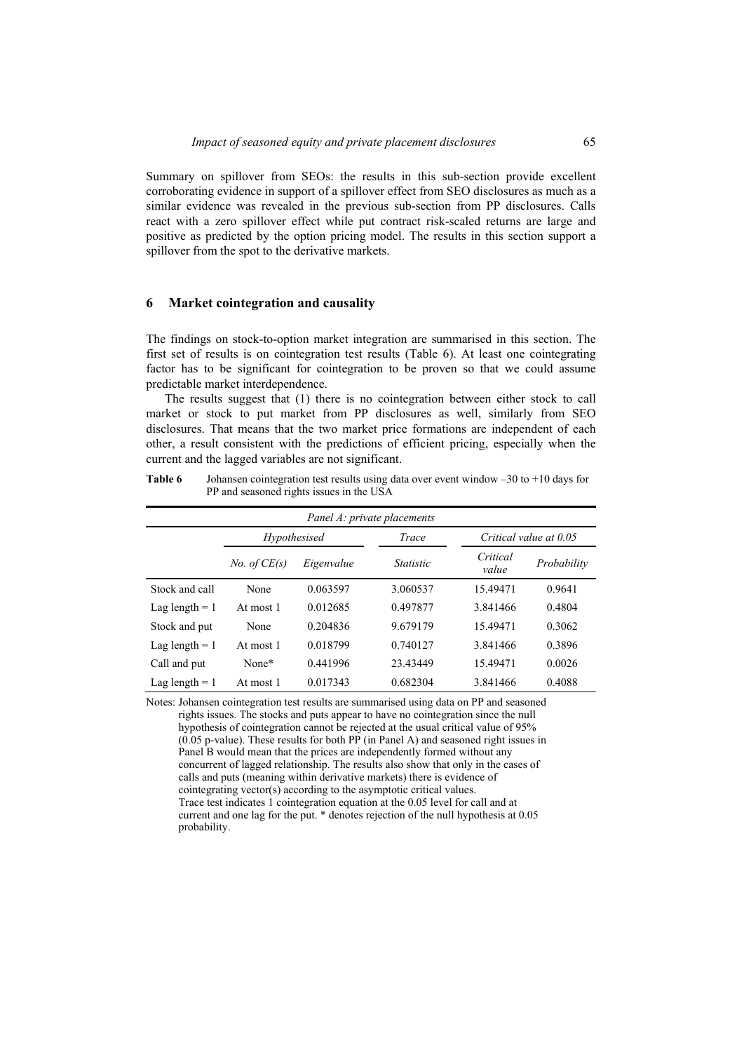Summary on spillover from SEOs: the results in this sub-section provide excellent corroborating evidence in support of a spillover effect from SEO disclosures as much as a similar evidence was revealed in the previous sub-section from PP disclosures. Calls react with a zero spillover effect while put contract risk-scaled returns are large and positive as predicted by the option pricing model. The results in this section support a spillover from the spot to the derivative markets.

## 6 Market cointegration and causality

The findings on stock-to-option market integration are summarised in this section. The first set of results is on cointegration test results (Table 6). At least one cointegrating factor has to be significant for cointegration to be proven so that we could assume predictable market interdependence.

The results suggest that (1) there is no cointegration between either stock to call market or stock to put market from PP disclosures as well, similarly from SEO disclosures. That means that the two market price formations are independent of each other, a result consistent with the predictions of efficient pricing, especially when the current and the lagged variables are not significant.

**Table 6** Johansen cointegration test results using data over event window –30 to +10 days for PP and seasoned rights issues in the USA

| *Panel A: private placements* | | | | | |
|---|---|---|---|---|---|
| | *Hypothesised* | | *Trace* | *Critical value at 0.05* | |
| | *No. of CE(s)* | *Eigenvalue* | *Statistic* | *Critical value* | *Probability* |
| Stock and call | None | 0.063597 | 3.060537 | 15.49471 | 0.9641 |
| Lag length = 1 | At most 1 | 0.012685 | 0.497877 | 3.841466 | 0.4804 |
| Stock and put | None | 0.204836 | 9.679179 | 15.49471 | 0.3062 |
| Lag length = 1 | At most 1 | 0.018799 | 0.740127 | 3.841466 | 0.3896 |
| Call and put | None* | 0.441996 | 23.43449 | 15.49471 | 0.0026 |
| Lag length = 1 | At most 1 | 0.017343 | 0.682304 | 3.841466 | 0.4088 |

Notes: Johansen cointegration test results are summarised using data on PP and seasoned rights issues. The stocks and puts appear to have no cointegration since the null hypothesis of cointegration cannot be rejected at the usual critical value of 95% (0.05 p-value). These results for both PP (in Panel A) and seasoned right issues in Panel B would mean that the prices are independently formed without any concurrent of lagged relationship. The results also show that only in the cases of calls and puts (meaning within derivative markets) there is evidence of cointegrating vector(s) according to the asymptotic critical values.
Trace test indicates 1 cointegration equation at the 0.05 level for call and at current and one lag for the put. * denotes rejection of the null hypothesis at 0.05 probability.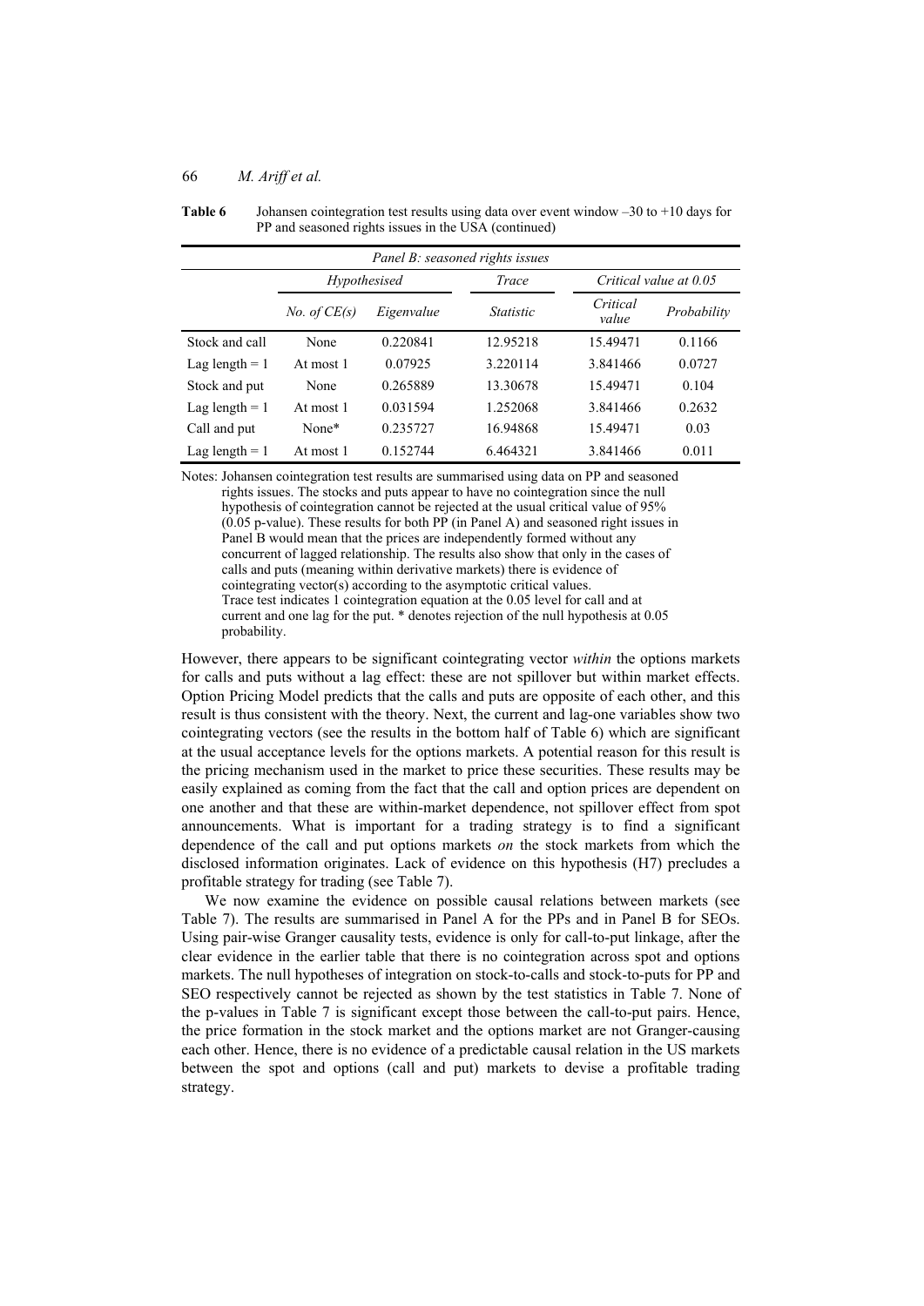**Table 6** Johansen cointegration test results using data over event window –30 to +10 days for PP and seasoned rights issues in the USA (continued)

| *Panel B: seasoned rights issues* | | | | | |
|---|---|---|---|---|---|
| | *Hypothesised* | | *Trace* | *Critical value at 0.05* | |
| | *No. of CE(s)* | *Eigenvalue* | *Statistic* | *Critical value* | *Probability* |
| Stock and call | None | 0.220841 | 12.95218 | 15.49471 | 0.1166 |
| Lag length = 1 | At most 1 | 0.07925 | 3.220114 | 3.841466 | 0.0727 |
| Stock and put | None | 0.265889 | 13.30678 | 15.49471 | 0.104 |
| Lag length = 1 | At most 1 | 0.031594 | 1.252068 | 3.841466 | 0.2632 |
| Call and put | None* | 0.235727 | 16.94868 | 15.49471 | 0.03 |
| Lag length = 1 | At most 1 | 0.152744 | 6.464321 | 3.841466 | 0.011 |

Notes: Johansen cointegration test results are summarised using data on PP and seasoned rights issues. The stocks and puts appear to have no cointegration since the null hypothesis of cointegration cannot be rejected at the usual critical value of 95% (0.05 p-value). These results for both PP (in Panel A) and seasoned right issues in Panel B would mean that the prices are independently formed without any concurrent of lagged relationship. The results also show that only in the cases of calls and puts (meaning within derivative markets) there is evidence of cointegrating vector(s) according to the asymptotic critical values. Trace test indicates 1 cointegration equation at the 0.05 level for call and at current and one lag for the put. * denotes rejection of the null hypothesis at 0.05 probability.

However, there appears to be significant cointegrating vector *within* the options markets for calls and puts without a lag effect: these are not spillover but within market effects. Option Pricing Model predicts that the calls and puts are opposite of each other, and this result is thus consistent with the theory. Next, the current and lag-one variables show two cointegrating vectors (see the results in the bottom half of Table 6) which are significant at the usual acceptance levels for the options markets. A potential reason for this result is the pricing mechanism used in the market to price these securities. These results may be easily explained as coming from the fact that the call and option prices are dependent on one another and that these are within-market dependence, not spillover effect from spot announcements. What is important for a trading strategy is to find a significant dependence of the call and put options markets *on* the stock markets from which the disclosed information originates. Lack of evidence on this hypothesis (H7) precludes a profitable strategy for trading (see Table 7).

We now examine the evidence on possible causal relations between markets (see Table 7). The results are summarised in Panel A for the PPs and in Panel B for SEOs. Using pair-wise Granger causality tests, evidence is only for call-to-put linkage, after the clear evidence in the earlier table that there is no cointegration across spot and options markets. The null hypotheses of integration on stock-to-calls and stock-to-puts for PP and SEO respectively cannot be rejected as shown by the test statistics in Table 7. None of the p-values in Table 7 is significant except those between the call-to-put pairs. Hence, the price formation in the stock market and the options market are not Granger-causing each other. Hence, there is no evidence of a predictable causal relation in the US markets between the spot and options (call and put) markets to devise a profitable trading strategy.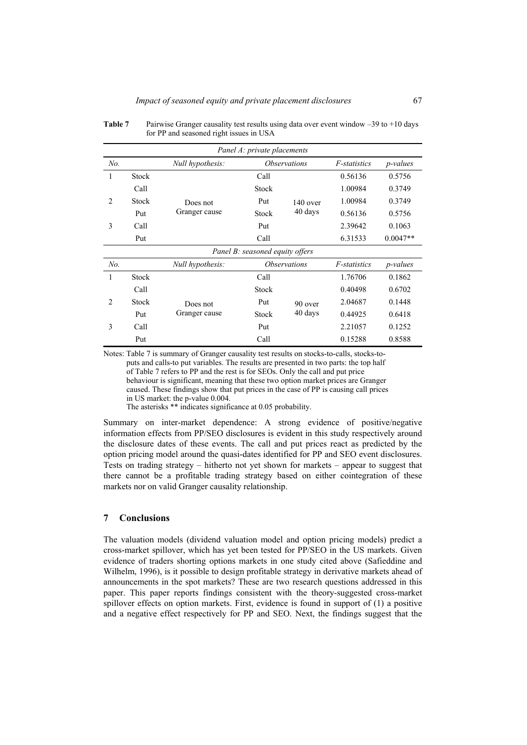**Table 7** Pairwise Granger causality test results using data over event window –39 to +10 days for PP and seasoned right issues in USA

| *Panel A: private placements* | | | | | | |
|---|---|---|---|---|---|---|
| *No.* | | *Null hypothesis:* | *Observations* | | *F-statistics* | *p-values* |
| 1 | Stock | | Call | | 0.56136 | 0.5756 |
| | Call | | Stock | | 1.00984 | 0.3749 |
| 2 | Stock | Does not Granger cause | Put | 140 over 40 days | 1.00984 | 0.3749 |
| | Put | | Stock | | 0.56136 | 0.5756 |
| 3 | Call | | Put | | 2.39642 | 0.1063 |
| | Put | | Call | | 6.31533 | 0.0047** |
| *Panel B: seasoned equity offers* | | | | | | |
| *No.* | | *Null hypothesis:* | *Observations* | | *F-statistics* | *p-values* |
| 1 | Stock | | Call | | 1.76706 | 0.1862 |
| | Call | | Stock | | 0.40498 | 0.6702 |
| 2 | Stock | Does not Granger cause | Put | 90 over 40 days | 2.04687 | 0.1448 |
| | Put | | Stock | | 0.44925 | 0.6418 |
| 3 | Call | | Put | | 2.21057 | 0.1252 |
| | Put | | Call | | 0.15288 | 0.8588 |

Notes: Table 7 is summary of Granger causality test results on stocks-to-calls, stocks-to-puts and calls-to put variables. The results are presented in two parts: the top half of Table 7 refers to PP and the rest is for SEOs. Only the call and put price behaviour is significant, meaning that these two option market prices are Granger caused. These findings show that put prices in the case of PP is causing call prices in US market: the p-value 0.004.
The asterisks ** indicates significance at 0.05 probability.

Summary on inter-market dependence: A strong evidence of positive/negative information effects from PP/SEO disclosures is evident in this study respectively around the disclosure dates of these events. The call and put prices react as predicted by the option pricing model around the quasi-dates identified for PP and SEO event disclosures. Tests on trading strategy – hitherto not yet shown for markets – appear to suggest that there cannot be a profitable trading strategy based on either cointegration of these markets nor on valid Granger causality relationship.

## 7 Conclusions

The valuation models (dividend valuation model and option pricing models) predict a cross-market spillover, which has yet been tested for PP/SEO in the US markets. Given evidence of traders shorting options markets in one study cited above (Safieddine and Wilhelm, 1996), is it possible to design profitable strategy in derivative markets ahead of announcements in the spot markets? These are two research questions addressed in this paper. This paper reports findings consistent with the theory-suggested cross-market spillover effects on option markets. First, evidence is found in support of (1) a positive and a negative effect respectively for PP and SEO. Next, the findings suggest that the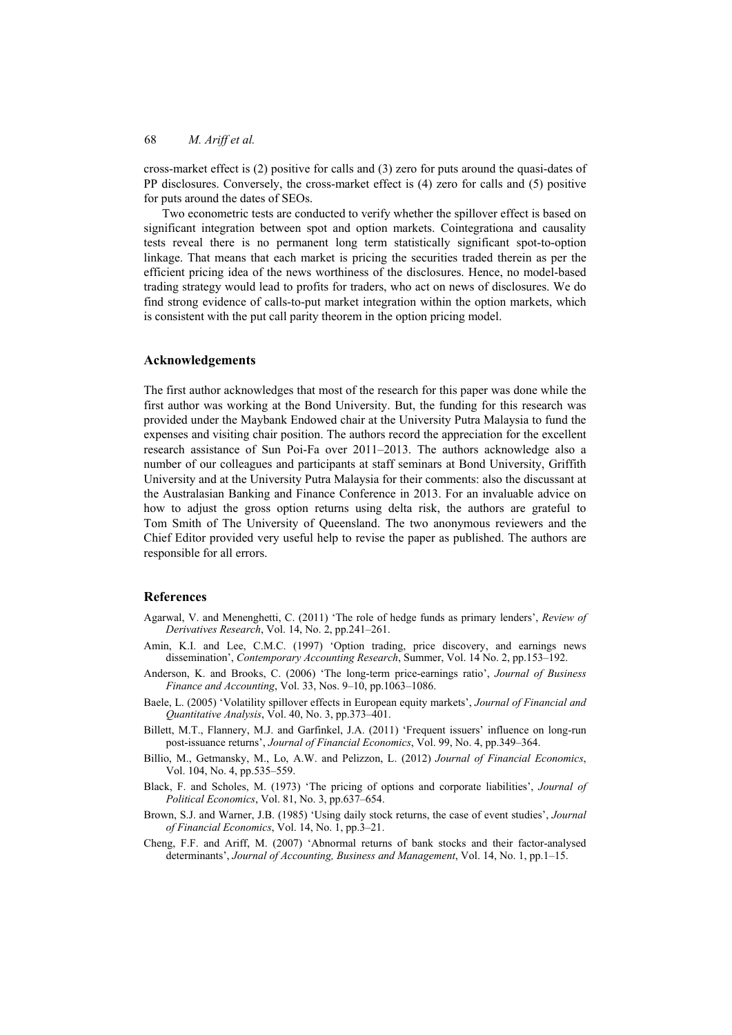cross-market effect is (2) positive for calls and (3) zero for puts around the quasi-dates of PP disclosures. Conversely, the cross-market effect is (4) zero for calls and (5) positive for puts around the dates of SEOs.

Two econometric tests are conducted to verify whether the spillover effect is based on significant integration between spot and option markets. Cointegrationa and causality tests reveal there is no permanent long term statistically significant spot-to-option linkage. That means that each market is pricing the securities traded therein as per the efficient pricing idea of the news worthiness of the disclosures. Hence, no model-based trading strategy would lead to profits for traders, who act on news of disclosures. We do find strong evidence of calls-to-put market integration within the option markets, which is consistent with the put call parity theorem in the option pricing model.

## Acknowledgements

The first author acknowledges that most of the research for this paper was done while the first author was working at the Bond University. But, the funding for this research was provided under the Maybank Endowed chair at the University Putra Malaysia to fund the expenses and visiting chair position. The authors record the appreciation for the excellent research assistance of Sun Poi-Fa over 2011–2013. The authors acknowledge also a number of our colleagues and participants at staff seminars at Bond University, Griffith University and at the University Putra Malaysia for their comments: also the discussant at the Australasian Banking and Finance Conference in 2013. For an invaluable advice on how to adjust the gross option returns using delta risk, the authors are grateful to Tom Smith of The University of Queensland. The two anonymous reviewers and the Chief Editor provided very useful help to revise the paper as published. The authors are responsible for all errors.

## References

Agarwal, V. and Menenghetti, C. (2011) 'The role of hedge funds as primary lenders', *Review of Derivatives Research*, Vol. 14, No. 2, pp.241–261.

Amin, K.I. and Lee, C.M.C. (1997) 'Option trading, price discovery, and earnings news dissemination', *Contemporary Accounting Research*, Summer, Vol. 14 No. 2, pp.153–192.

Anderson, K. and Brooks, C. (2006) 'The long-term price-earnings ratio', *Journal of Business Finance and Accounting*, Vol. 33, Nos. 9–10, pp.1063–1086.

Baele, L. (2005) 'Volatility spillover effects in European equity markets', *Journal of Financial and Quantitative Analysis*, Vol. 40, No. 3, pp.373–401.

Billett, M.T., Flannery, M.J. and Garfinkel, J.A. (2011) 'Frequent issuers' influence on long-run post-issuance returns', *Journal of Financial Economics*, Vol. 99, No. 4, pp.349–364.

Billio, M., Getmansky, M., Lo, A.W. and Pelizzon, L. (2012) *Journal of Financial Economics*, Vol. 104, No. 4, pp.535–559.

Black, F. and Scholes, M. (1973) 'The pricing of options and corporate liabilities', *Journal of Political Economics*, Vol. 81, No. 3, pp.637–654.

Brown, S.J. and Warner, J.B. (1985) 'Using daily stock returns, the case of event studies', *Journal of Financial Economics*, Vol. 14, No. 1, pp.3–21.

Cheng, F.F. and Ariff, M. (2007) 'Abnormal returns of bank stocks and their factor-analysed determinants', *Journal of Accounting, Business and Management*, Vol. 14, No. 1, pp.1–15.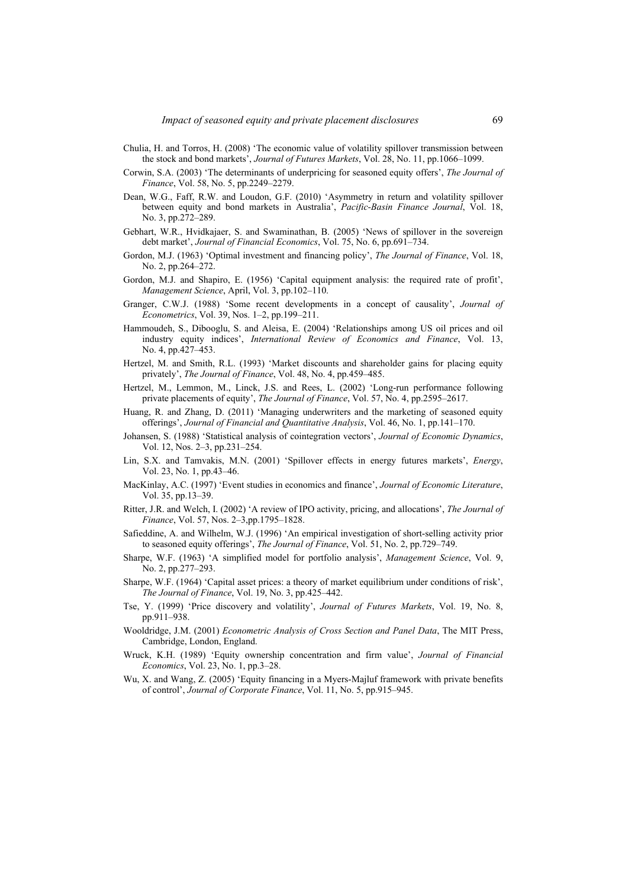Chulia, H. and Torros, H. (2008) 'The economic value of volatility spillover transmission between the stock and bond markets', *Journal of Futures Markets*, Vol. 28, No. 11, pp.1066–1099.

Corwin, S.A. (2003) 'The determinants of underpricing for seasoned equity offers', *The Journal of Finance*, Vol. 58, No. 5, pp.2249–2279.

Dean, W.G., Faff, R.W. and Loudon, G.F. (2010) 'Asymmetry in return and volatility spillover between equity and bond markets in Australia', *Pacific-Basin Finance Journal*, Vol. 18, No. 3, pp.272–289.

Gebhart, W.R., Hvidkajaer, S. and Swaminathan, B. (2005) 'News of spillover in the sovereign debt market', *Journal of Financial Economics*, Vol. 75, No. 6, pp.691–734.

Gordon, M.J. (1963) 'Optimal investment and financing policy', *The Journal of Finance*, Vol. 18, No. 2, pp.264–272.

Gordon, M.J. and Shapiro, E. (1956) 'Capital equipment analysis: the required rate of profit', *Management Science*, April, Vol. 3, pp.102–110.

Granger, C.W.J. (1988) 'Some recent developments in a concept of causality', *Journal of Econometrics*, Vol. 39, Nos. 1–2, pp.199–211.

Hammoudeh, S., Dibooglu, S. and Aleisa, E. (2004) 'Relationships among US oil prices and oil industry equity indices', *International Review of Economics and Finance*, Vol. 13, No. 4, pp.427–453.

Hertzel, M. and Smith, R.L. (1993) 'Market discounts and shareholder gains for placing equity privately', *The Journal of Finance*, Vol. 48, No. 4, pp.459–485.

Hertzel, M., Lemmon, M., Linck, J.S. and Rees, L. (2002) 'Long-run performance following private placements of equity', *The Journal of Finance*, Vol. 57, No. 4, pp.2595–2617.

Huang, R. and Zhang, D. (2011) 'Managing underwriters and the marketing of seasoned equity offerings', *Journal of Financial and Quantitative Analysis*, Vol. 46, No. 1, pp.141–170.

Johansen, S. (1988) 'Statistical analysis of cointegration vectors', *Journal of Economic Dynamics*, Vol. 12, Nos. 2–3, pp.231–254.

Lin, S.X. and Tamvakis, M.N. (2001) 'Spillover effects in energy futures markets', *Energy*, Vol. 23, No. 1, pp.43–46.

MacKinlay, A.C. (1997) 'Event studies in economics and finance', *Journal of Economic Literature*, Vol. 35, pp.13–39.

Ritter, J.R. and Welch, I. (2002) 'A review of IPO activity, pricing, and allocations', *The Journal of Finance*, Vol. 57, Nos. 2–3,pp.1795–1828.

Safieddine, A. and Wilhelm, W.J. (1996) 'An empirical investigation of short-selling activity prior to seasoned equity offerings', *The Journal of Finance*, Vol. 51, No. 2, pp.729–749.

Sharpe, W.F. (1963) 'A simplified model for portfolio analysis', *Management Science*, Vol. 9, No. 2, pp.277–293.

Sharpe, W.F. (1964) 'Capital asset prices: a theory of market equilibrium under conditions of risk', *The Journal of Finance*, Vol. 19, No. 3, pp.425–442.

Tse, Y. (1999) 'Price discovery and volatility', *Journal of Futures Markets*, Vol. 19, No. 8, pp.911–938.

Wooldridge, J.M. (2001) *Econometric Analysis of Cross Section and Panel Data*, The MIT Press, Cambridge, London, England.

Wruck, K.H. (1989) 'Equity ownership concentration and firm value', *Journal of Financial Economics*, Vol. 23, No. 1, pp.3–28.

Wu, X. and Wang, Z. (2005) 'Equity financing in a Myers-Majluf framework with private benefits of control', *Journal of Corporate Finance*, Vol. 11, No. 5, pp.915–945.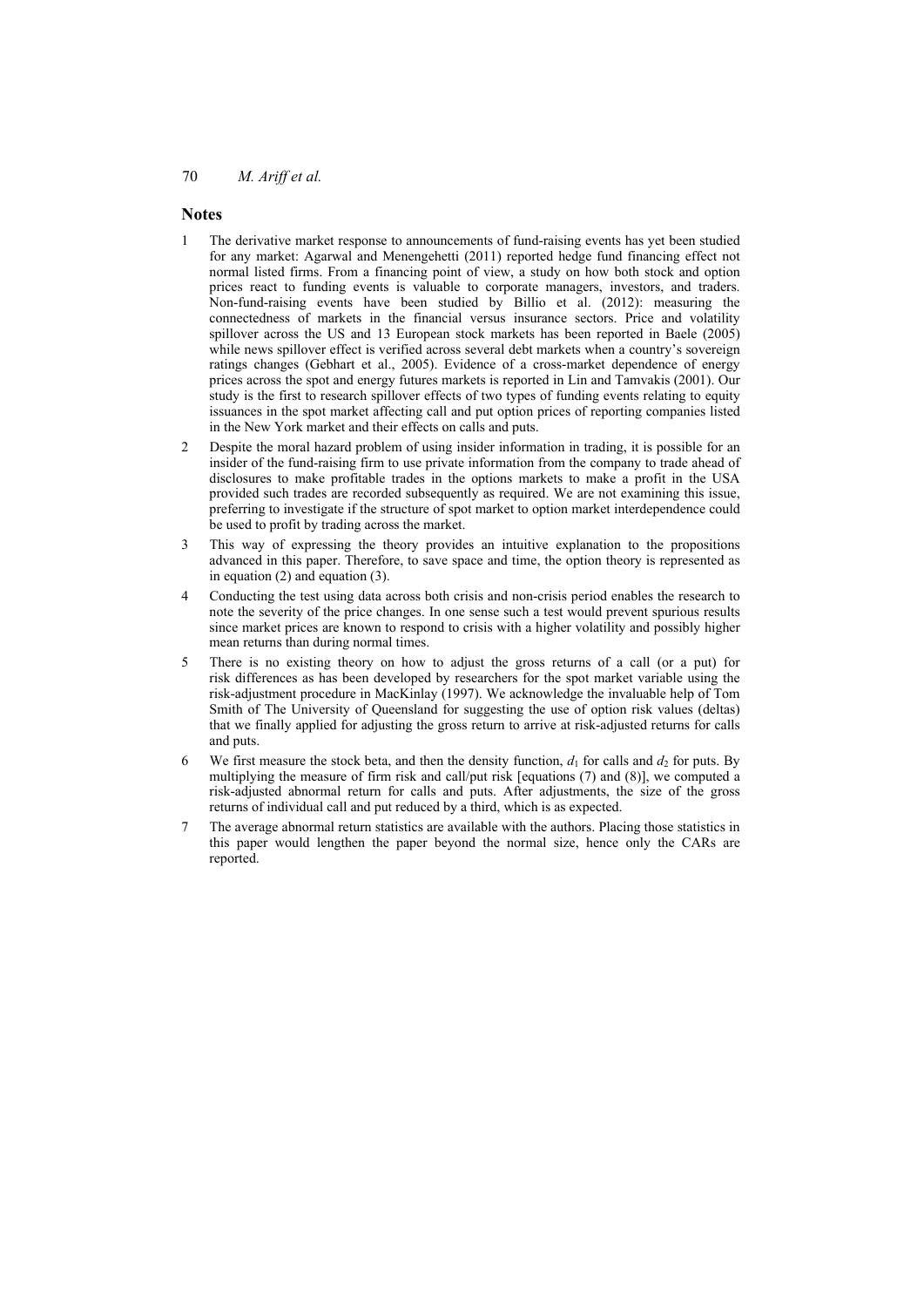## Notes

1 The derivative market response to announcements of fund-raising events has yet been studied for any market: Agarwal and Menengehetti (2011) reported hedge fund financing effect not normal listed firms. From a financing point of view, a study on how both stock and option prices react to funding events is valuable to corporate managers, investors, and traders. Non-fund-raising events have been studied by Billio et al. (2012): measuring the connectedness of markets in the financial versus insurance sectors. Price and volatility spillover across the US and 13 European stock markets has been reported in Baele (2005) while news spillover effect is verified across several debt markets when a country's sovereign ratings changes (Gebhart et al., 2005). Evidence of a cross-market dependence of energy prices across the spot and energy futures markets is reported in Lin and Tamvakis (2001). Our study is the first to research spillover effects of two types of funding events relating to equity issuances in the spot market affecting call and put option prices of reporting companies listed in the New York market and their effects on calls and puts.

2 Despite the moral hazard problem of using insider information in trading, it is possible for an insider of the fund-raising firm to use private information from the company to trade ahead of disclosures to make profitable trades in the options markets to make a profit in the USA provided such trades are recorded subsequently as required. We are not examining this issue, preferring to investigate if the structure of spot market to option market interdependence could be used to profit by trading across the market.

3 This way of expressing the theory provides an intuitive explanation to the propositions advanced in this paper. Therefore, to save space and time, the option theory is represented as in equation (2) and equation (3).

4 Conducting the test using data across both crisis and non-crisis period enables the research to note the severity of the price changes. In one sense such a test would prevent spurious results since market prices are known to respond to crisis with a higher volatility and possibly higher mean returns than during normal times.

5 There is no existing theory on how to adjust the gross returns of a call (or a put) for risk differences as has been developed by researchers for the spot market variable using the risk-adjustment procedure in MacKinlay (1997). We acknowledge the invaluable help of Tom Smith of The University of Queensland for suggesting the use of option risk values (deltas) that we finally applied for adjusting the gross return to arrive at risk-adjusted returns for calls and puts.

6 We first measure the stock beta, and then the density function, $d_1$ for calls and $d_2$ for puts. By multiplying the measure of firm risk and call/put risk [equations (7) and (8)], we computed a risk-adjusted abnormal return for calls and puts. After adjustments, the size of the gross returns of individual call and put reduced by a third, which is as expected.

7 The average abnormal return statistics are available with the authors. Placing those statistics in this paper would lengthen the paper beyond the normal size, hence only the CARs are reported.